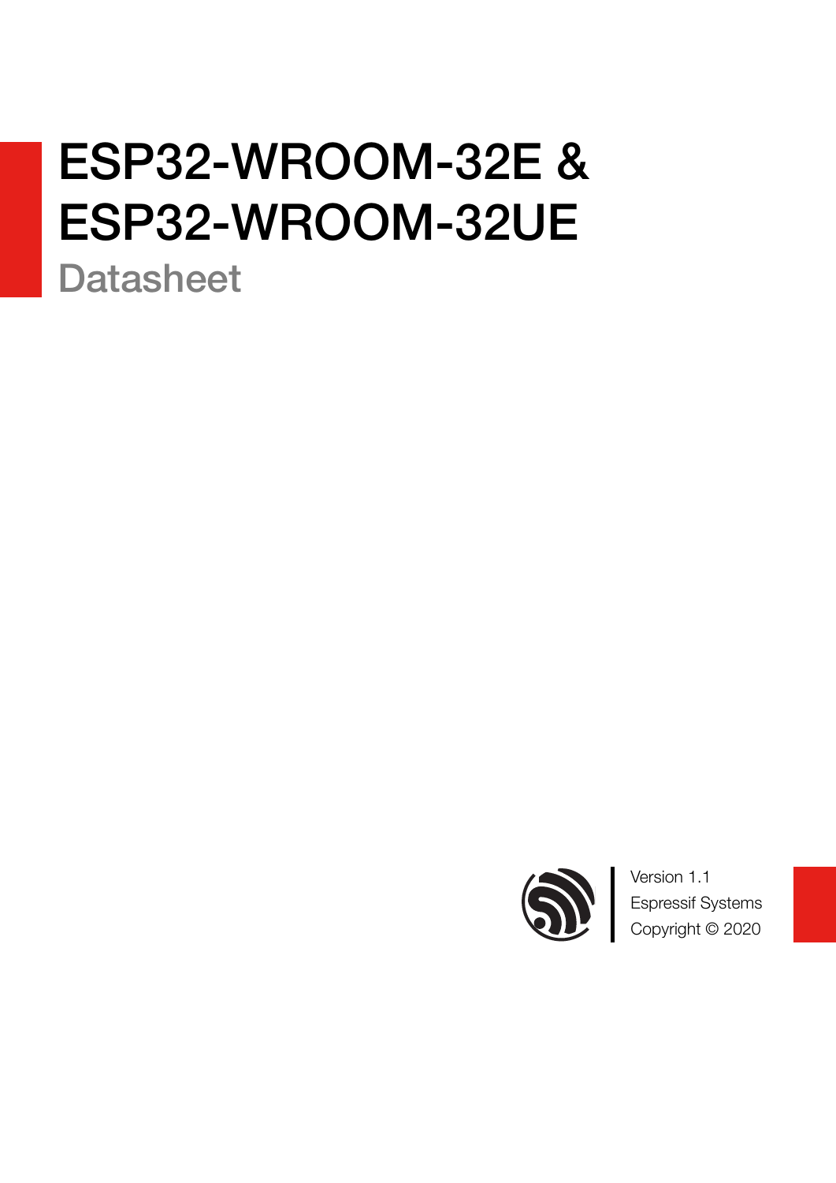# ESP32-WROOM-32E & ESP32-WROOM-32UE

## Datasheet

Version 1.1
Espressif Systems
Copyright © 2020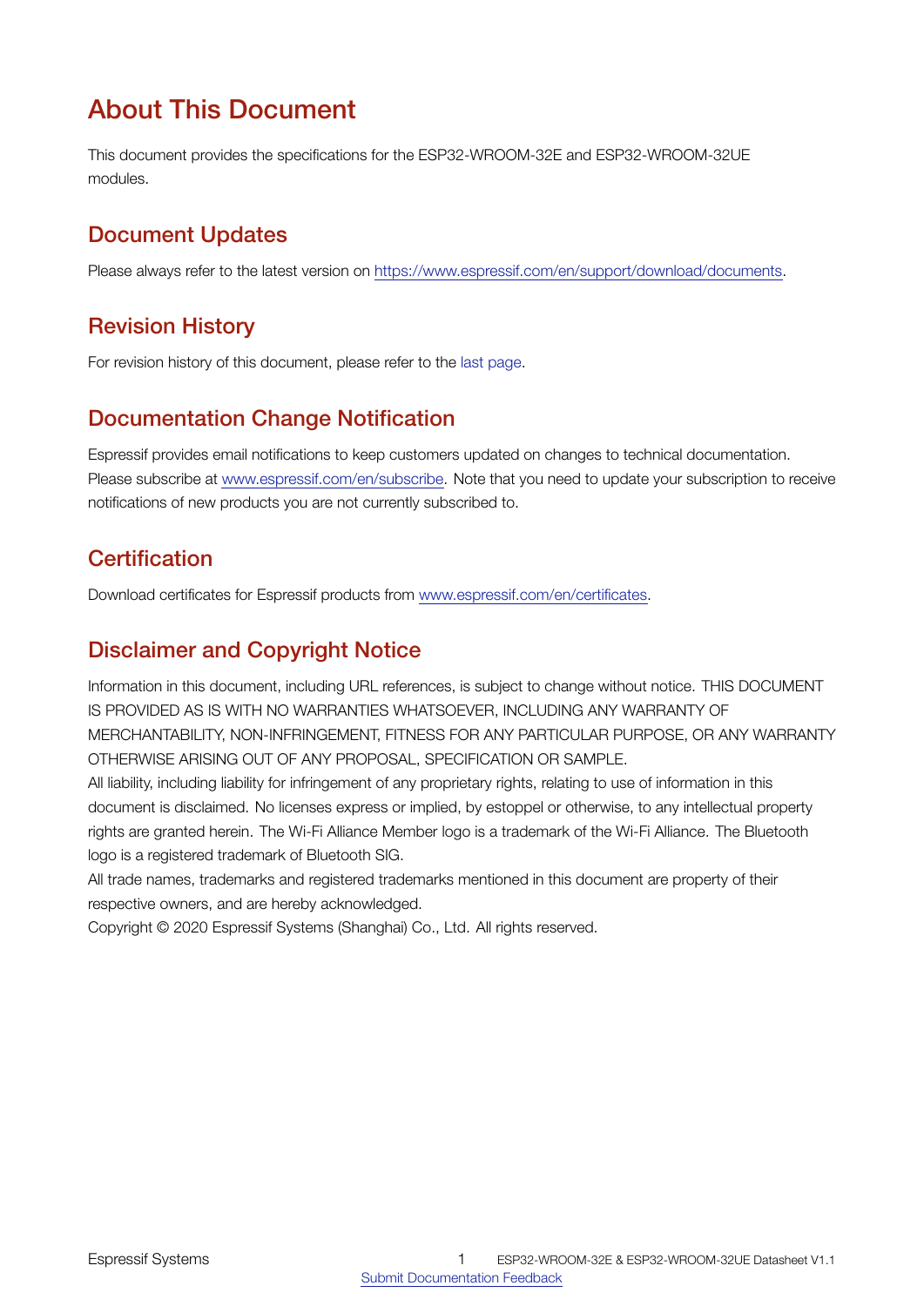# About This Document

This document provides the specifications for the ESP32-WROOM-32E and ESP32-WROOM-32UE modules.

## Document Updates

Please always refer to the latest version on https://www.espressif.com/en/support/download/documents.

## Revision History

For revision history of this document, please refer to the last page.

## Documentation Change Notification

Espressif provides email notifications to keep customers updated on changes to technical documentation. Please subscribe at www.espressif.com/en/subscribe. Note that you need to update your subscription to receive notifications of new products you are not currently subscribed to.

## Certification

Download certificates for Espressif products from www.espressif.com/en/certificates.

## Disclaimer and Copyright Notice

Information in this document, including URL references, is subject to change without notice. THIS DOCUMENT IS PROVIDED AS IS WITH NO WARRANTIES WHATSOEVER, INCLUDING ANY WARRANTY OF MERCHANTABILITY, NON-INFRINGEMENT, FITNESS FOR ANY PARTICULAR PURPOSE, OR ANY WARRANTY OTHERWISE ARISING OUT OF ANY PROPOSAL, SPECIFICATION OR SAMPLE.

All liability, including liability for infringement of any proprietary rights, relating to use of information in this document is disclaimed. No licenses express or implied, by estoppel or otherwise, to any intellectual property rights are granted herein. The Wi-Fi Alliance Member logo is a trademark of the Wi-Fi Alliance. The Bluetooth logo is a registered trademark of Bluetooth SIG.

All trade names, trademarks and registered trademarks mentioned in this document are property of their respective owners, and are hereby acknowledged.

Copyright © 2020 Espressif Systems (Shanghai) Co., Ltd. All rights reserved.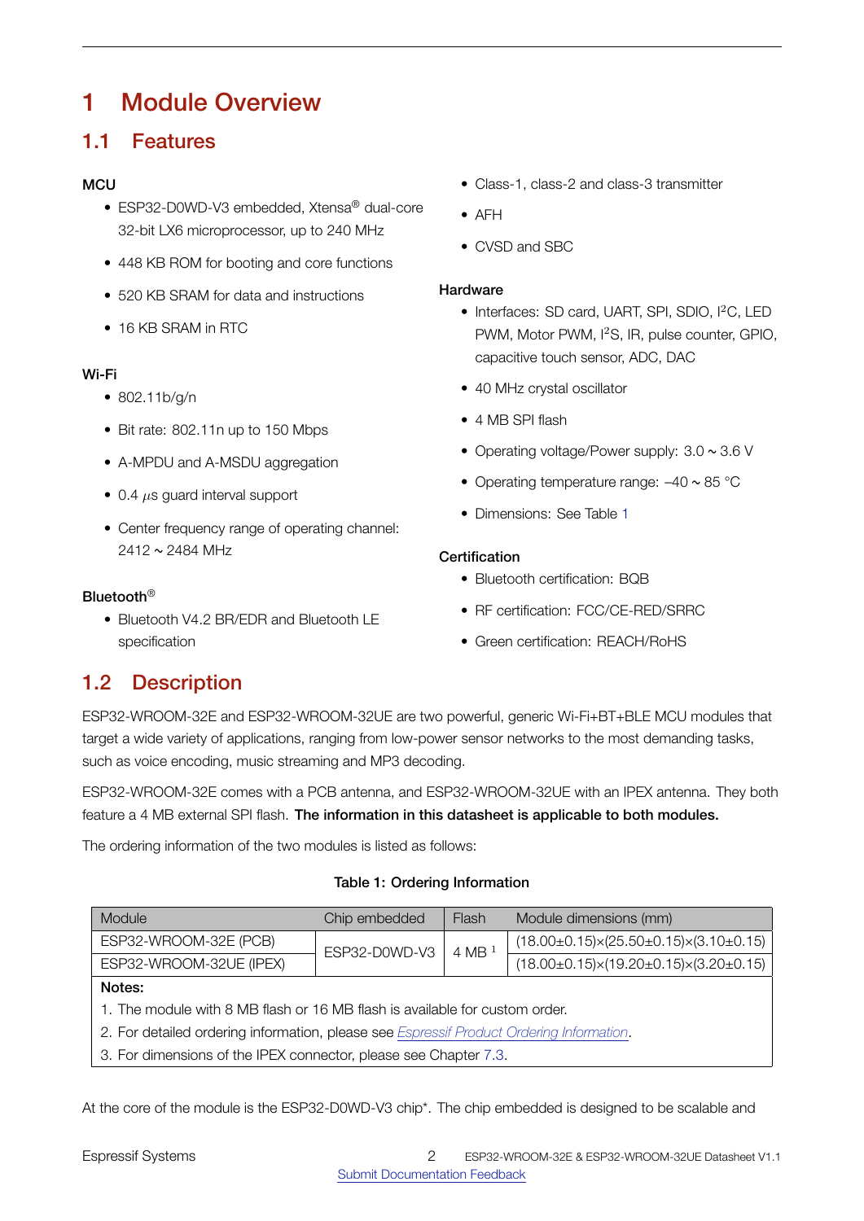# 1 Module Overview

## 1.1 Features

**MCU**

- ESP32-D0WD-V3 embedded, Xtensa® dual-core 32-bit LX6 microprocessor, up to 240 MHz
- 448 KB ROM for booting and core functions
- 520 KB SRAM for data and instructions
- 16 KB SRAM in RTC

**Wi-Fi**

- 802.11b/g/n
- Bit rate: 802.11n up to 150 Mbps
- A-MPDU and A-MSDU aggregation
- 0.4 $\mu$s guard interval support
- Center frequency range of operating channel: 2412 ~ 2484 MHz

**Bluetooth®**

- Bluetooth V4.2 BR/EDR and Bluetooth LE specification
- Class-1, class-2 and class-3 transmitter
- AFH
- CVSD and SBC

**Hardware**

- Interfaces: SD card, UART, SPI, SDIO, I²C, LED PWM, Motor PWM, I²S, IR, pulse counter, GPIO, capacitive touch sensor, ADC, DAC
- 40 MHz crystal oscillator
- 4 MB SPI flash
- Operating voltage/Power supply: 3.0 ~ 3.6 V
- Operating temperature range: –40 ~ 85 °C
- Dimensions: See Table 1

**Certification**

- Bluetooth certification: BQB
- RF certification: FCC/CE-RED/SRRC
- Green certification: REACH/RoHS

## 1.2 Description

ESP32-WROOM-32E and ESP32-WROOM-32UE are two powerful, generic Wi-Fi+BT+BLE MCU modules that target a wide variety of applications, ranging from low-power sensor networks to the most demanding tasks, such as voice encoding, music streaming and MP3 decoding.

ESP32-WROOM-32E comes with a PCB antenna, and ESP32-WROOM-32UE with an IPEX antenna. They both feature a 4 MB external SPI flash. **The information in this datasheet is applicable to both modules.**

The ordering information of the two modules is listed as follows:

**Table 1: Ordering Information**

| Module | Chip embedded | Flash | Module dimensions (mm) |
|---|---|---|---|
| ESP32-WROOM-32E (PCB) | ESP32-D0WD-V3 | 4 MB [1] | (18.00±0.15)×(25.50±0.15)×(3.10±0.15) |
| ESP32-WROOM-32UE (IPEX) | | | (18.00±0.15)×(19.20±0.15)×(3.20±0.15) |

**Notes:**

1. The module with 8 MB flash or 16 MB flash is available for custom order.
2. For detailed ordering information, please see *Espressif Product Ordering Information*.
3. For dimensions of the IPEX connector, please see Chapter 7.3.

At the core of the module is the ESP32-D0WD-V3 chip*. The chip embedded is designed to be scalable and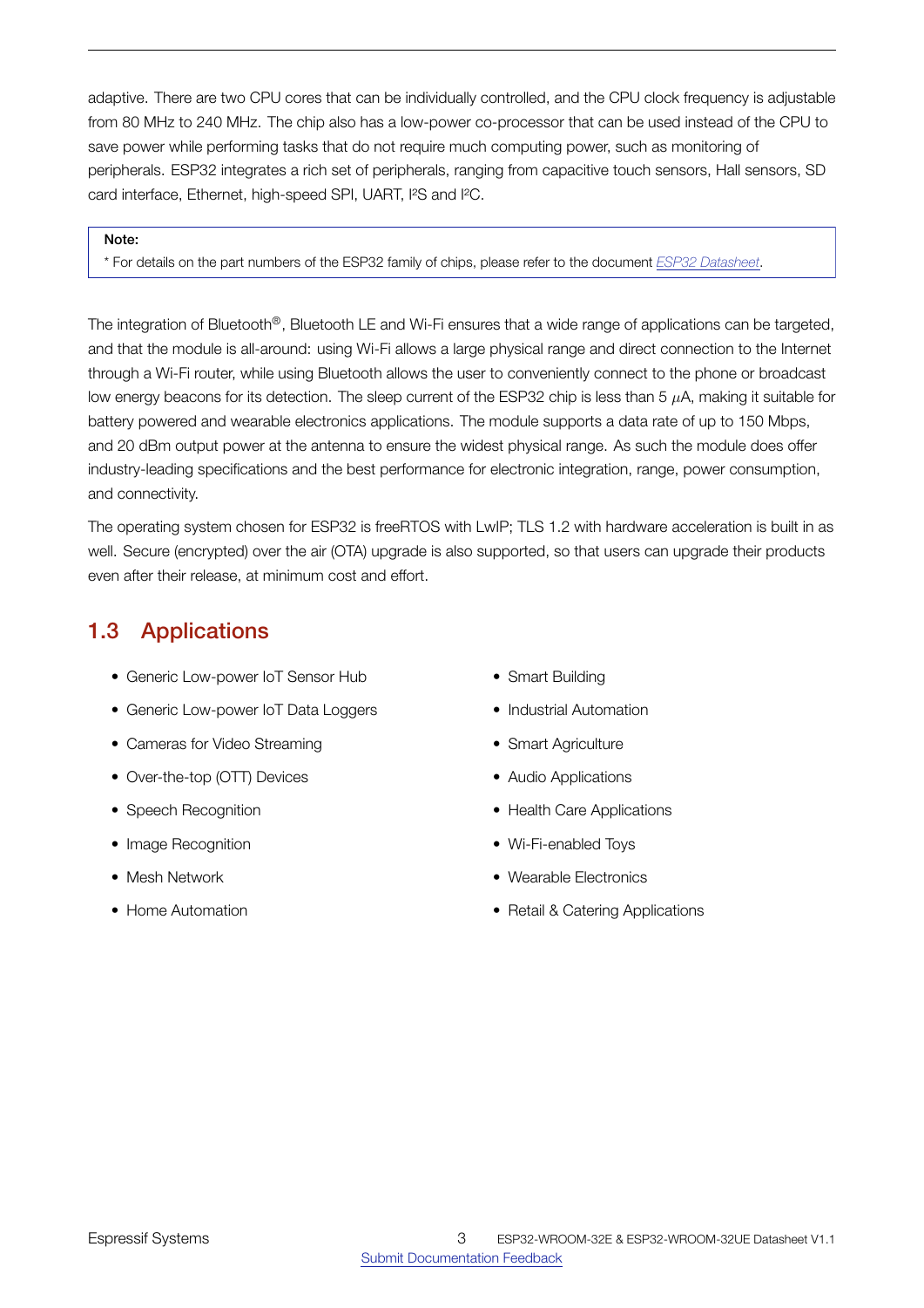adaptive. There are two CPU cores that can be individually controlled, and the CPU clock frequency is adjustable from 80 MHz to 240 MHz. The chip also has a low-power co-processor that can be used instead of the CPU to save power while performing tasks that do not require much computing power, such as monitoring of peripherals. ESP32 integrates a rich set of peripherals, ranging from capacitive touch sensors, Hall sensors, SD card interface, Ethernet, high-speed SPI, UART, I²S and I²C.

> **Note:**
> * For details on the part numbers of the ESP32 family of chips, please refer to the document *ESP32 Datasheet*.

The integration of Bluetooth®, Bluetooth LE and Wi-Fi ensures that a wide range of applications can be targeted, and that the module is all-around: using Wi-Fi allows a large physical range and direct connection to the Internet through a Wi-Fi router, while using Bluetooth allows the user to conveniently connect to the phone or broadcast low energy beacons for its detection. The sleep current of the ESP32 chip is less than 5 $\mu$A, making it suitable for battery powered and wearable electronics applications. The module supports a data rate of up to 150 Mbps, and 20 dBm output power at the antenna to ensure the widest physical range. As such the module does offer industry-leading specifications and the best performance for electronic integration, range, power consumption, and connectivity.

The operating system chosen for ESP32 is freeRTOS with LwIP; TLS 1.2 with hardware acceleration is built in as well. Secure (encrypted) over the air (OTA) upgrade is also supported, so that users can upgrade their products even after their release, at minimum cost and effort.

## 1.3 Applications

- Generic Low-power IoT Sensor Hub
- Generic Low-power IoT Data Loggers
- Cameras for Video Streaming
- Over-the-top (OTT) Devices
- Speech Recognition
- Image Recognition
- Mesh Network
- Home Automation
- Smart Building
- Industrial Automation
- Smart Agriculture
- Audio Applications
- Health Care Applications
- Wi-Fi-enabled Toys
- Wearable Electronics
- Retail & Catering Applications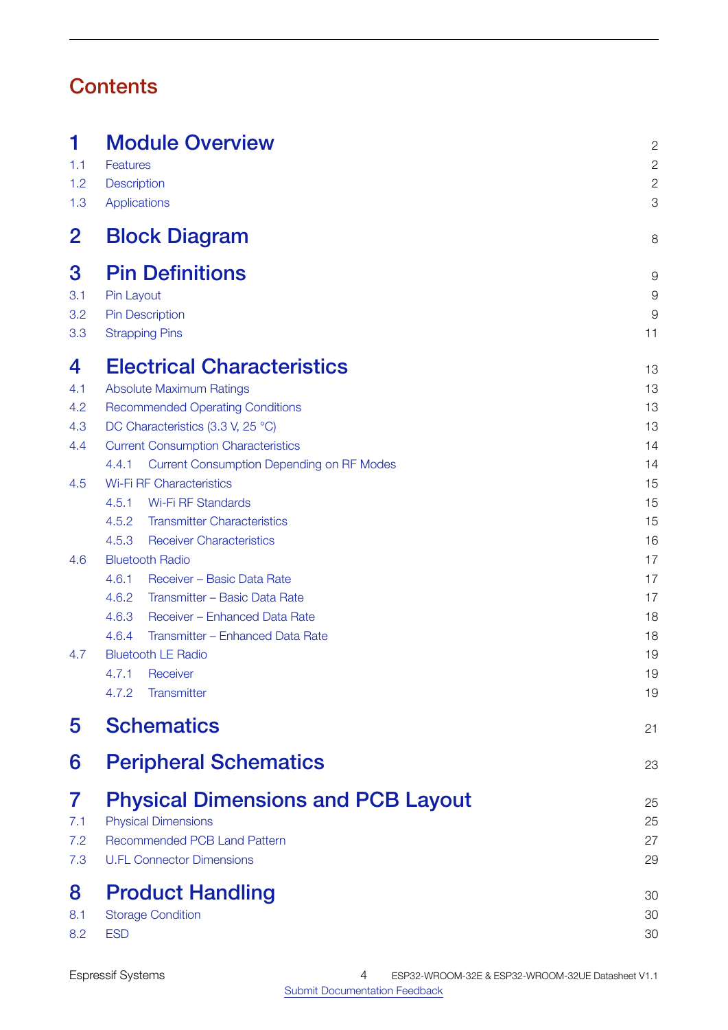# Contents

**1 Module Overview** 2
- 1.1 Features 2
- 1.2 Description 2
- 1.3 Applications 3

**2 Block Diagram** 8

**3 Pin Definitions** 9
- 3.1 Pin Layout 9
- 3.2 Pin Description 9
- 3.3 Strapping Pins 11

**4 Electrical Characteristics** 13
- 4.1 Absolute Maximum Ratings 13
- 4.2 Recommended Operating Conditions 13
- 4.3 DC Characteristics (3.3 V, 25 °C) 13
- 4.4 Current Consumption Characteristics 14
  - 4.4.1 Current Consumption Depending on RF Modes 14
- 4.5 Wi-Fi RF Characteristics 15
  - 4.5.1 Wi-Fi RF Standards 15
  - 4.5.2 Transmitter Characteristics 15
  - 4.5.3 Receiver Characteristics 16
- 4.6 Bluetooth Radio 17
  - 4.6.1 Receiver – Basic Data Rate 17
  - 4.6.2 Transmitter – Basic Data Rate 17
  - 4.6.3 Receiver – Enhanced Data Rate 18
  - 4.6.4 Transmitter – Enhanced Data Rate 18
- 4.7 Bluetooth LE Radio 19
  - 4.7.1 Receiver 19
  - 4.7.2 Transmitter 19

**5 Schematics** 21

**6 Peripheral Schematics** 23

**7 Physical Dimensions and PCB Layout** 25
- 7.1 Physical Dimensions 25
- 7.2 Recommended PCB Land Pattern 27
- 7.3 U.FL Connector Dimensions 29

**8 Product Handling** 30
- 8.1 Storage Condition 30
- 8.2 ESD 30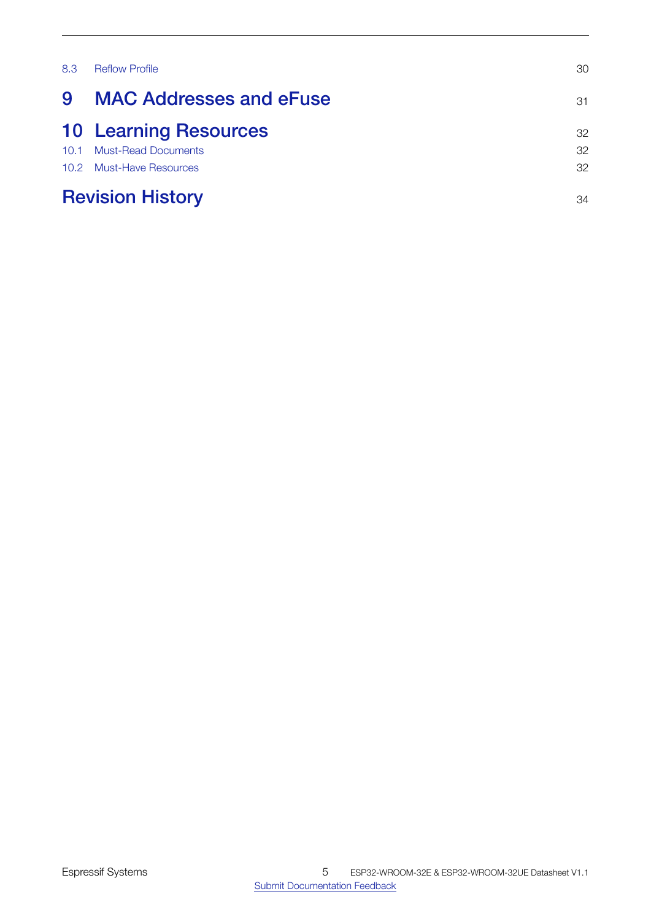| | | |
|---|---|---|
| 8.3 | Reflow Profile | 30 |
| **9** | **MAC Addresses and eFuse** | **31** |
| **10** | **Learning Resources** | **32** |
| 10.1 | Must-Read Documents | 32 |
| 10.2 | Must-Have Resources | 32 |
| | **Revision History** | **34** |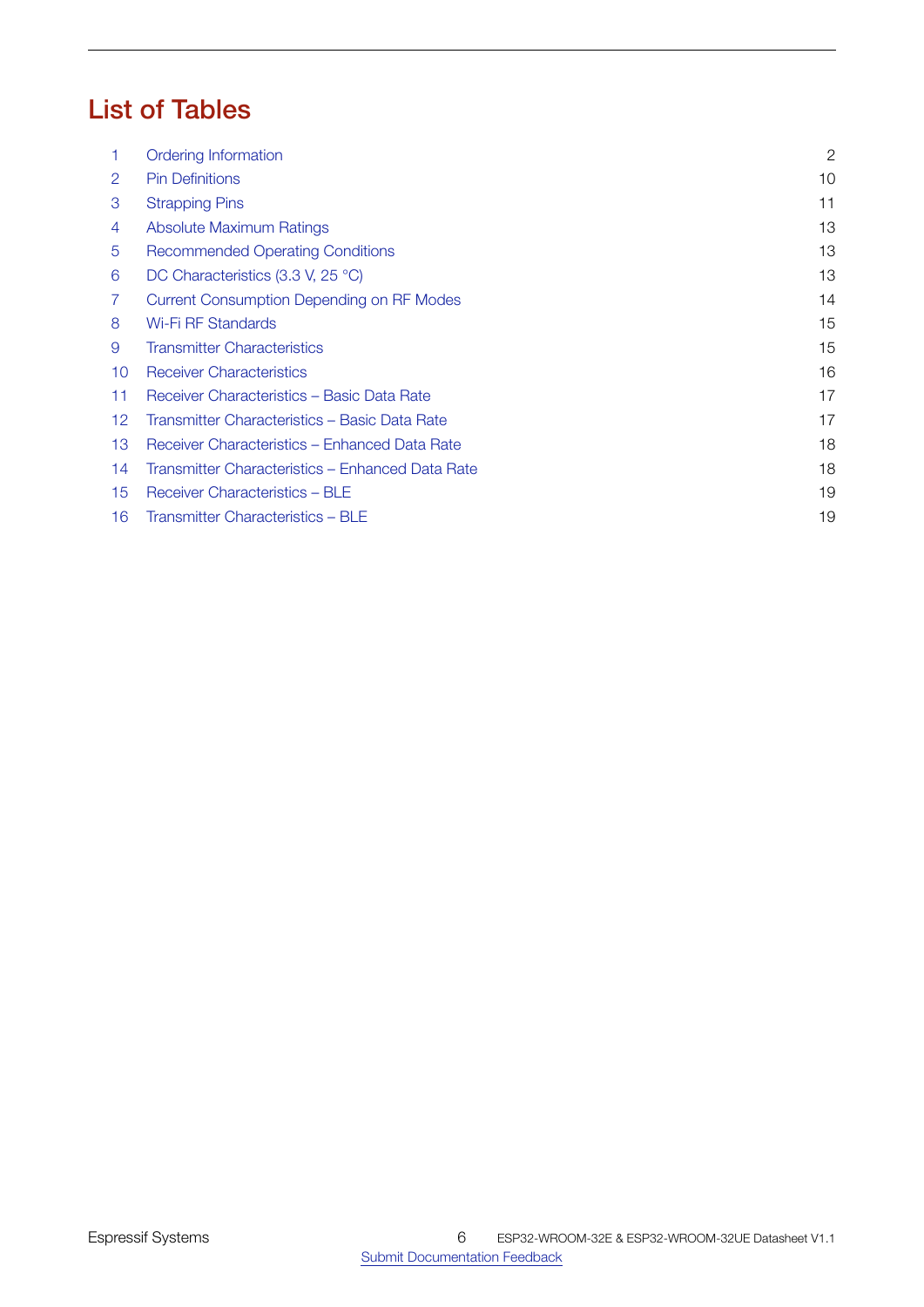# List of Tables

| | | |
|---|---|---|
| 1 | Ordering Information | 2 |
| 2 | Pin Definitions | 10 |
| 3 | Strapping Pins | 11 |
| 4 | Absolute Maximum Ratings | 13 |
| 5 | Recommended Operating Conditions | 13 |
| 6 | DC Characteristics (3.3 V, 25 °C) | 13 |
| 7 | Current Consumption Depending on RF Modes | 14 |
| 8 | Wi-Fi RF Standards | 15 |
| 9 | Transmitter Characteristics | 15 |
| 10 | Receiver Characteristics | 16 |
| 11 | Receiver Characteristics – Basic Data Rate | 17 |
| 12 | Transmitter Characteristics – Basic Data Rate | 17 |
| 13 | Receiver Characteristics – Enhanced Data Rate | 18 |
| 14 | Transmitter Characteristics – Enhanced Data Rate | 18 |
| 15 | Receiver Characteristics – BLE | 19 |
| 16 | Transmitter Characteristics – BLE | 19 |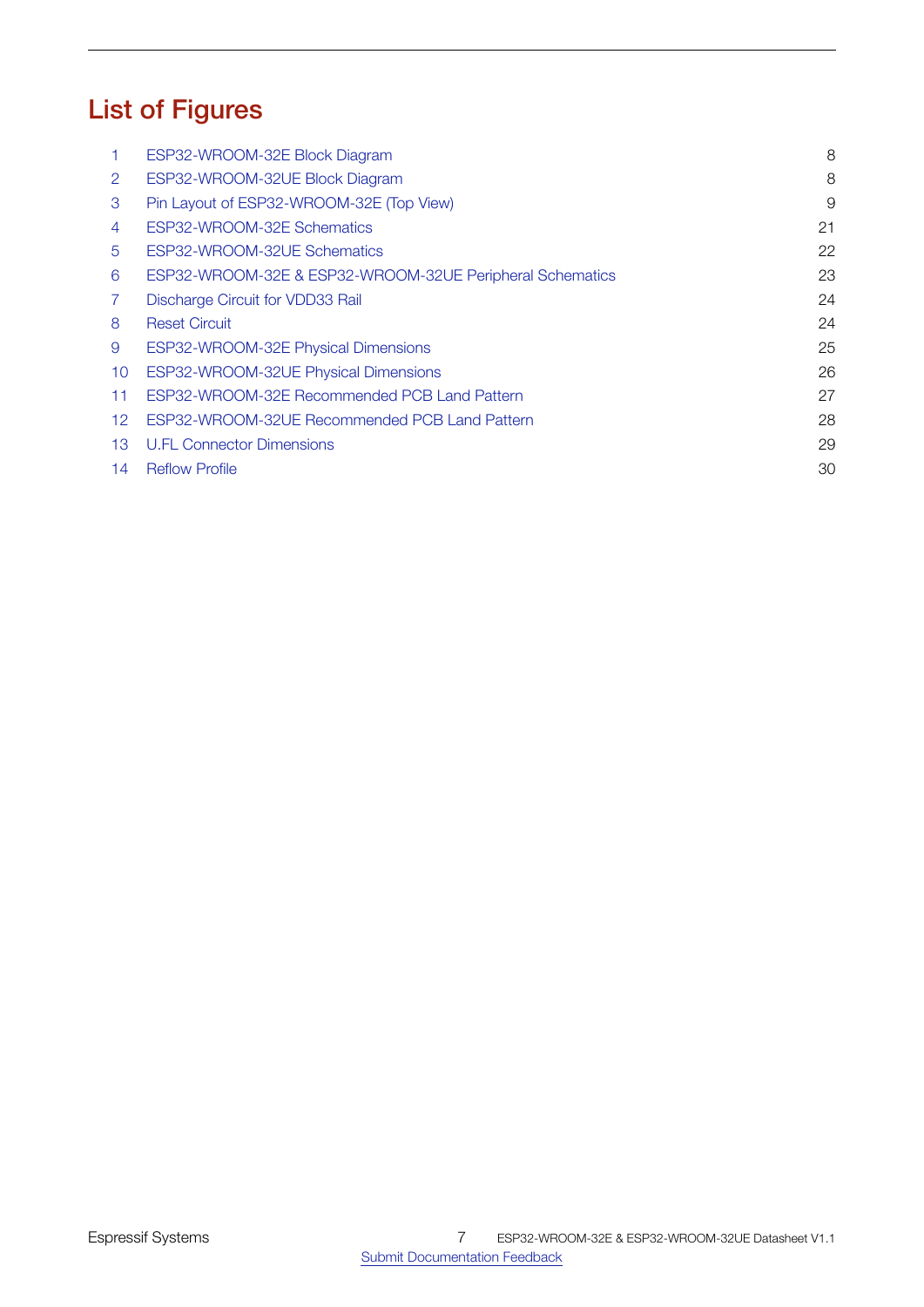# List of Figures

| | | |
|---|---|---|
| 1 | ESP32-WROOM-32E Block Diagram | 8 |
| 2 | ESP32-WROOM-32UE Block Diagram | 8 |
| 3 | Pin Layout of ESP32-WROOM-32E (Top View) | 9 |
| 4 | ESP32-WROOM-32E Schematics | 21 |
| 5 | ESP32-WROOM-32UE Schematics | 22 |
| 6 | ESP32-WROOM-32E & ESP32-WROOM-32UE Peripheral Schematics | 23 |
| 7 | Discharge Circuit for VDD33 Rail | 24 |
| 8 | Reset Circuit | 24 |
| 9 | ESP32-WROOM-32E Physical Dimensions | 25 |
| 10 | ESP32-WROOM-32UE Physical Dimensions | 26 |
| 11 | ESP32-WROOM-32E Recommended PCB Land Pattern | 27 |
| 12 | ESP32-WROOM-32UE Recommended PCB Land Pattern | 28 |
| 13 | U.FL Connector Dimensions | 29 |
| 14 | Reflow Profile | 30 |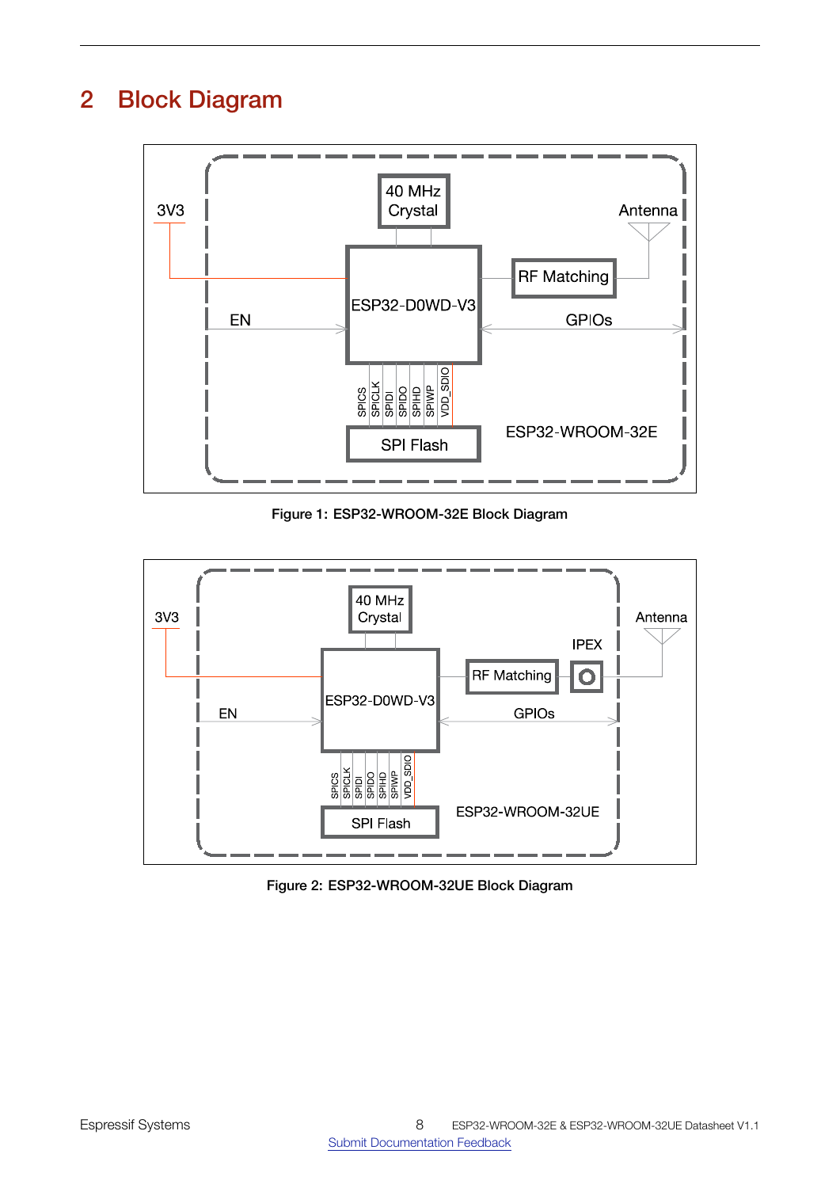## 2 Block Diagram

Figure 1: ESP32-WROOM-32E Block Diagram

Figure 2: ESP32-WROOM-32UE Block Diagram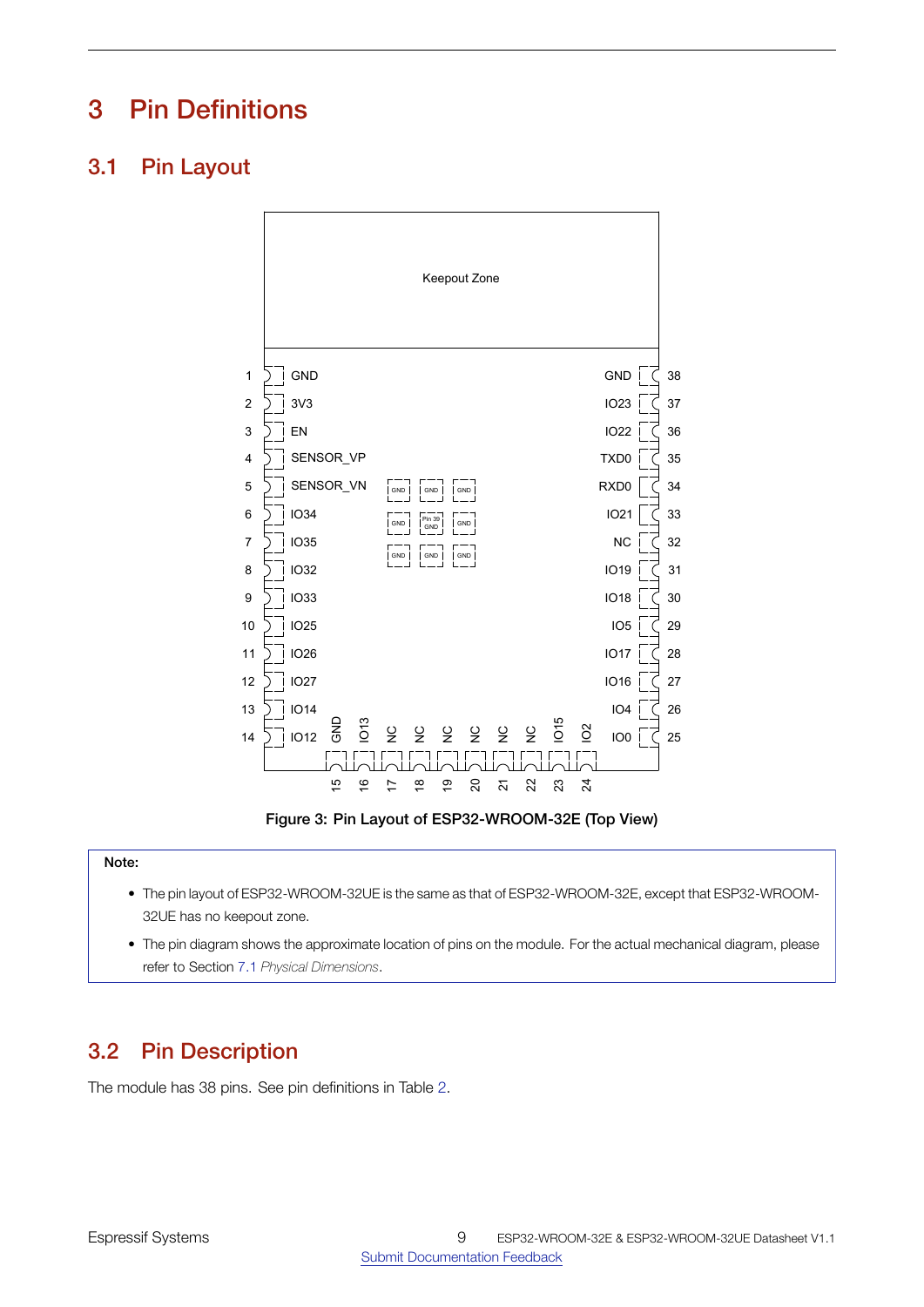# 3 Pin Definitions

## 3.1 Pin Layout

Figure 3: Pin Layout of ESP32-WROOM-32E (Top View)

**Note:**

- The pin layout of ESP32-WROOM-32UE is the same as that of ESP32-WROOM-32E, except that ESP32-WROOM-32UE has no keepout zone.
- The pin diagram shows the approximate location of pins on the module. For the actual mechanical diagram, please refer to Section 7.1 *Physical Dimensions*.

## 3.2 Pin Description

The module has 38 pins. See pin definitions in Table 2.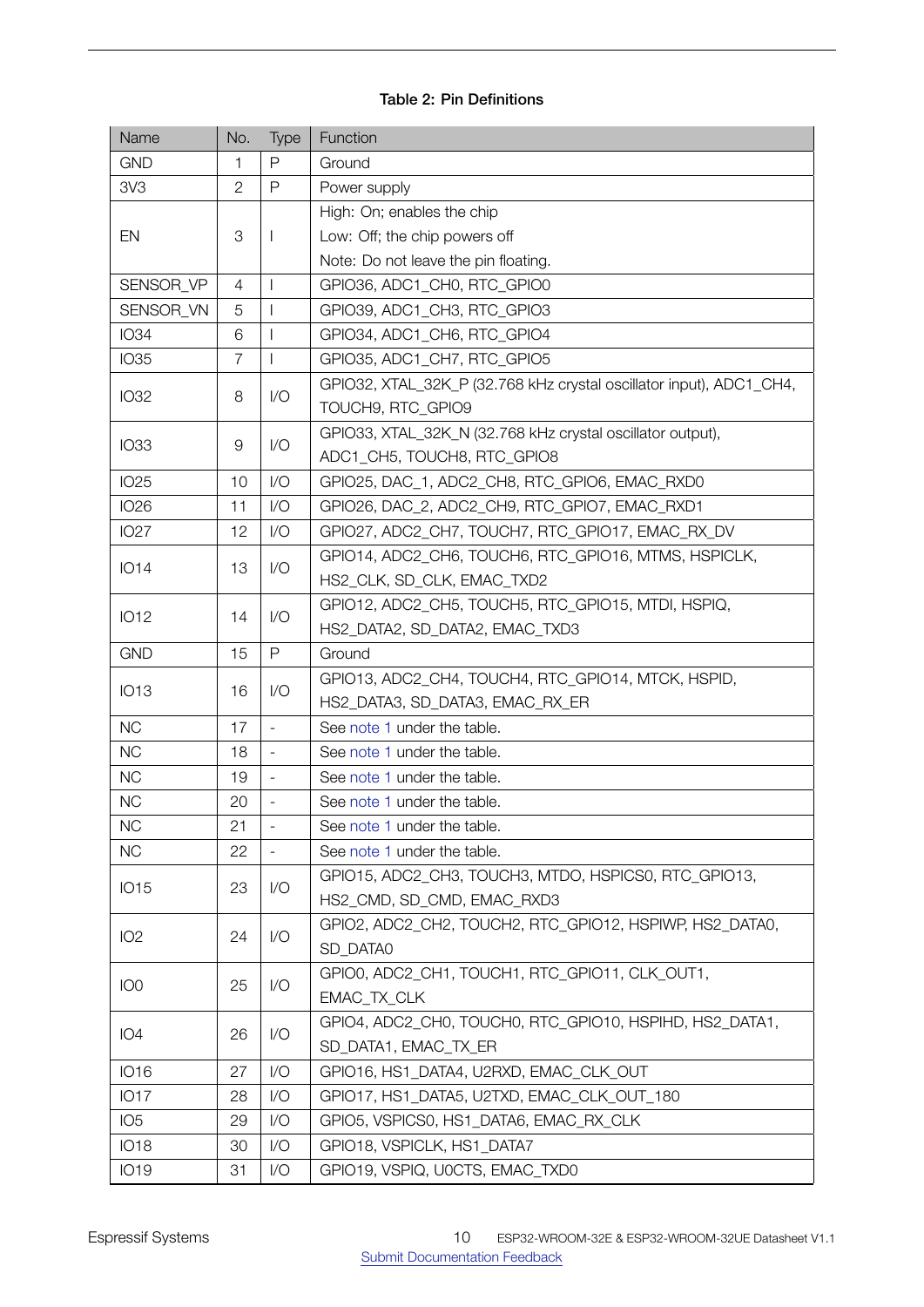**Table 2: Pin Definitions**

| Name | No. | Type | Function |
|---|---|---|---|
| GND | 1 | P | Ground |
| 3V3 | 2 | P | Power supply |
| EN | 3 | I | High: On; enables the chip<br>Low: Off; the chip powers off<br>Note: Do not leave the pin floating. |
| SENSOR_VP | 4 | I | GPIO36, ADC1_CH0, RTC_GPIO0 |
| SENSOR_VN | 5 | I | GPIO39, ADC1_CH3, RTC_GPIO3 |
| IO34 | 6 | I | GPIO34, ADC1_CH6, RTC_GPIO4 |
| IO35 | 7 | I | GPIO35, ADC1_CH7, RTC_GPIO5 |
| IO32 | 8 | I/O | GPIO32, XTAL_32K_P (32.768 kHz crystal oscillator input), ADC1_CH4, TOUCH9, RTC_GPIO9 |
| IO33 | 9 | I/O | GPIO33, XTAL_32K_N (32.768 kHz crystal oscillator output), ADC1_CH5, TOUCH8, RTC_GPIO8 |
| IO25 | 10 | I/O | GPIO25, DAC_1, ADC2_CH8, RTC_GPIO6, EMAC_RXD0 |
| IO26 | 11 | I/O | GPIO26, DAC_2, ADC2_CH9, RTC_GPIO7, EMAC_RXD1 |
| IO27 | 12 | I/O | GPIO27, ADC2_CH7, TOUCH7, RTC_GPIO17, EMAC_RX_DV |
| IO14 | 13 | I/O | GPIO14, ADC2_CH6, TOUCH6, RTC_GPIO16, MTMS, HSPICLK, HS2_CLK, SD_CLK, EMAC_TXD2 |
| IO12 | 14 | I/O | GPIO12, ADC2_CH5, TOUCH5, RTC_GPIO15, MTDI, HSPIQ, HS2_DATA2, SD_DATA2, EMAC_TXD3 |
| GND | 15 | P | Ground |
| IO13 | 16 | I/O | GPIO13, ADC2_CH4, TOUCH4, RTC_GPIO14, MTCK, HSPID, HS2_DATA3, SD_DATA3, EMAC_RX_ER |
| NC | 17 | - | See note 1 under the table. |
| NC | 18 | - | See note 1 under the table. |
| NC | 19 | - | See note 1 under the table. |
| NC | 20 | - | See note 1 under the table. |
| NC | 21 | - | See note 1 under the table. |
| NC | 22 | - | See note 1 under the table. |
| IO15 | 23 | I/O | GPIO15, ADC2_CH3, TOUCH3, MTDO, HSPICS0, RTC_GPIO13, HS2_CMD, SD_CMD, EMAC_RXD3 |
| IO2 | 24 | I/O | GPIO2, ADC2_CH2, TOUCH2, RTC_GPIO12, HSPIWP, HS2_DATA0, SD_DATA0 |
| IO0 | 25 | I/O | GPIO0, ADC2_CH1, TOUCH1, RTC_GPIO11, CLK_OUT1, EMAC_TX_CLK |
| IO4 | 26 | I/O | GPIO4, ADC2_CH0, TOUCH0, RTC_GPIO10, HSPIHD, HS2_DATA1, SD_DATA1, EMAC_TX_ER |
| IO16 | 27 | I/O | GPIO16, HS1_DATA4, U2RXD, EMAC_CLK_OUT |
| IO17 | 28 | I/O | GPIO17, HS1_DATA5, U2TXD, EMAC_CLK_OUT_180 |
| IO5 | 29 | I/O | GPIO5, VSPICS0, HS1_DATA6, EMAC_RX_CLK |
| IO18 | 30 | I/O | GPIO18, VSPICLK, HS1_DATA7 |
| IO19 | 31 | I/O | GPIO19, VSPIQ, U0CTS, EMAC_TXD0 |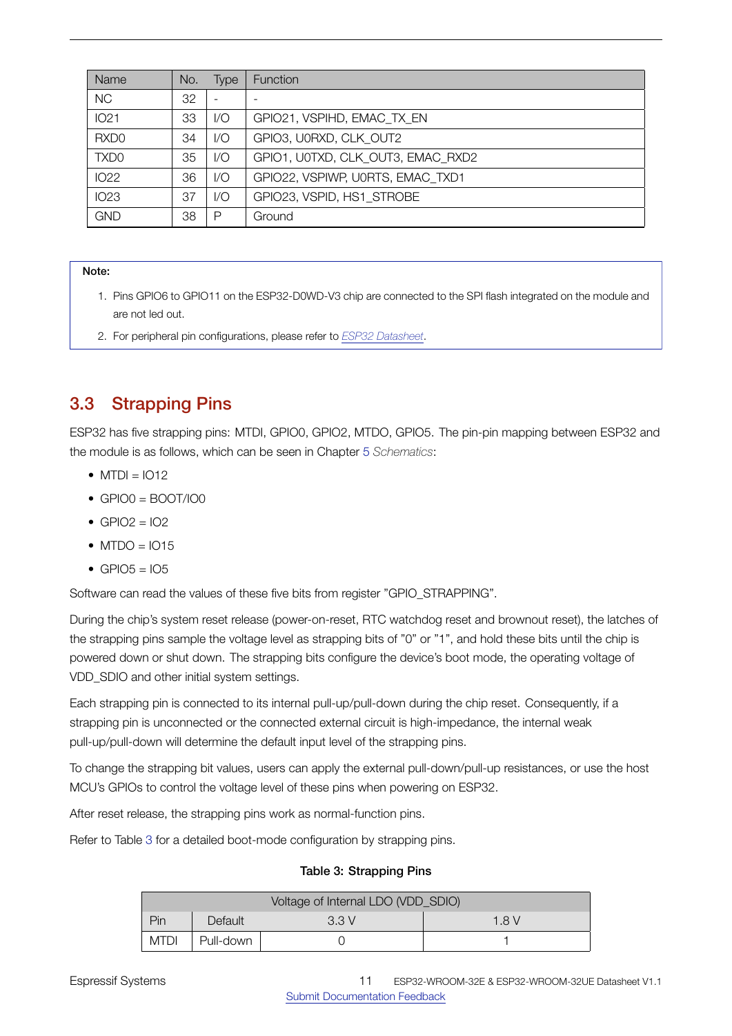| Name | No. | Type | Function |
|---|---|---|---|
| NC | 32 | - | - |
| IO21 | 33 | I/O | GPIO21, VSPIHD, EMAC_TX_EN |
| RXD0 | 34 | I/O | GPIO3, U0RXD, CLK_OUT2 |
| TXD0 | 35 | I/O | GPIO1, U0TXD, CLK_OUT3, EMAC_RXD2 |
| IO22 | 36 | I/O | GPIO22, VSPIWP, U0RTS, EMAC_TXD1 |
| IO23 | 37 | I/O | GPIO23, VSPID, HS1_STROBE |
| GND | 38 | P | Ground |

**Note:**

1. Pins GPIO6 to GPIO11 on the ESP32-D0WD-V3 chip are connected to the SPI flash integrated on the module and are not led out.
2. For peripheral pin configurations, please refer to *ESP32 Datasheet*.

## 3.3 Strapping Pins

ESP32 has five strapping pins: MTDI, GPIO0, GPIO2, MTDO, GPIO5. The pin-pin mapping between ESP32 and the module is as follows, which can be seen in Chapter 5 *Schematics*:

- MTDI = IO12
- GPIO0 = BOOT/IO0
- GPIO2 = IO2
- MTDO = IO15
- GPIO5 = IO5

Software can read the values of these five bits from register "GPIO_STRAPPING".

During the chip's system reset release (power-on-reset, RTC watchdog reset and brownout reset), the latches of the strapping pins sample the voltage level as strapping bits of "0" or "1", and hold these bits until the chip is powered down or shut down. The strapping bits configure the device's boot mode, the operating voltage of VDD_SDIO and other initial system settings.

Each strapping pin is connected to its internal pull-up/pull-down during the chip reset. Consequently, if a strapping pin is unconnected or the connected external circuit is high-impedance, the internal weak pull-up/pull-down will determine the default input level of the strapping pins.

To change the strapping bit values, users can apply the external pull-down/pull-up resistances, or use the host MCU's GPIOs to control the voltage level of these pins when powering on ESP32.

After reset release, the strapping pins work as normal-function pins.

Refer to Table 3 for a detailed boot-mode configuration by strapping pins.

**Table 3: Strapping Pins**

| Voltage of Internal LDO (VDD_SDIO) | | | |
|---|---|---|---|
| Pin | Default | 3.3 V | 1.8 V |
| MTDI | Pull-down | 0 | 1 |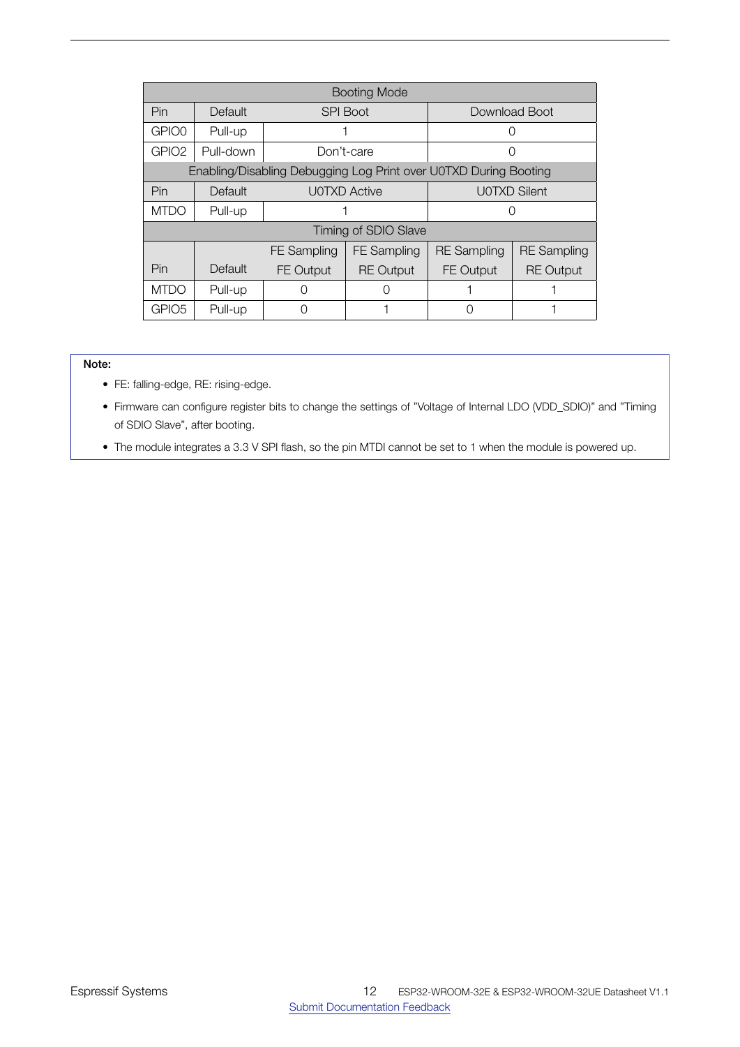| Booting Mode | | | | | |
|---|---|---|---|---|---|
| Pin | Default | SPI Boot | | Download Boot | |
| GPIO0 | Pull-up | 1 | | 0 | |
| GPIO2 | Pull-down | Don't-care | | 0 | |
| Enabling/Disabling Debugging Log Print over U0TXD During Booting | | | | | |
| Pin | Default | U0TXD Active | | U0TXD Silent | |
| MTDO | Pull-up | 1 | | 0 | |
| Timing of SDIO Slave | | | | | |
| Pin | Default | FE Sampling FE Output | FE Sampling RE Output | RE Sampling FE Output | RE Sampling RE Output |
| MTDO | Pull-up | 0 | 0 | 1 | 1 |
| GPIO5 | Pull-up | 0 | 1 | 0 | 1 |

**Note:**

- FE: falling-edge, RE: rising-edge.
- Firmware can configure register bits to change the settings of "Voltage of Internal LDO (VDD_SDIO)" and "Timing of SDIO Slave", after booting.
- The module integrates a 3.3 V SPI flash, so the pin MTDI cannot be set to 1 when the module is powered up.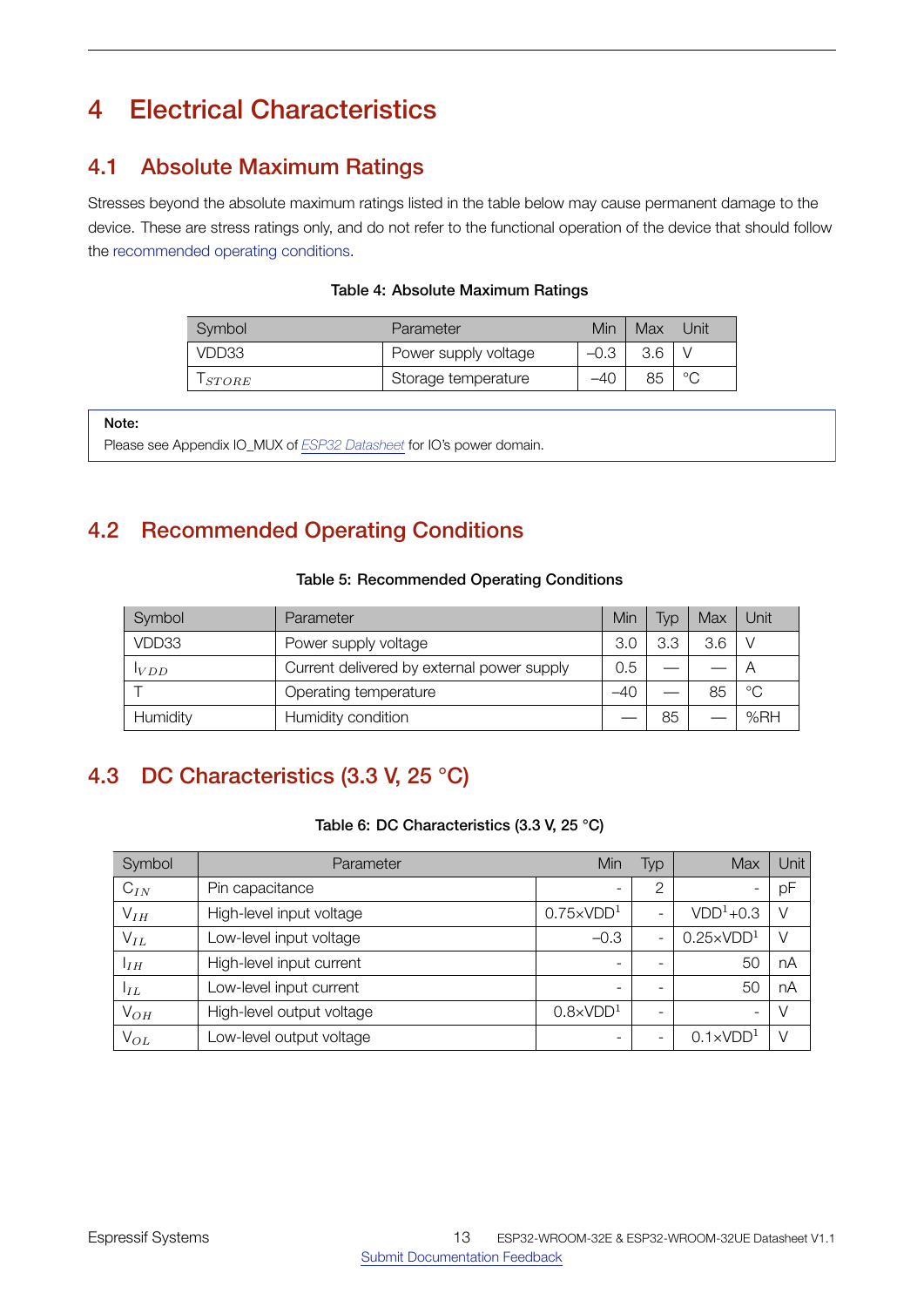# 4 Electrical Characteristics

## 4.1 Absolute Maximum Ratings

Stresses beyond the absolute maximum ratings listed in the table below may cause permanent damage to the device. These are stress ratings only, and do not refer to the functional operation of the device that should follow the recommended operating conditions.

**Table 4: Absolute Maximum Ratings**

| Symbol | Parameter | Min | Max | Unit |
|---|---|---|---|---|
| VDD33 | Power supply voltage | –0.3 | 3.6 | V |
| $T_{STORE}$ | Storage temperature | –40 | 85 | °C |

**Note:**
Please see Appendix IO_MUX of *ESP32 Datasheet* for IO's power domain.

## 4.2 Recommended Operating Conditions

**Table 5: Recommended Operating Conditions**

| Symbol | Parameter | Min | Typ | Max | Unit |
|---|---|---|---|---|---|
| VDD33 | Power supply voltage | 3.0 | 3.3 | 3.6 | V |
| $I_{VDD}$ | Current delivered by external power supply | 0.5 | — | — | A |
| T | Operating temperature | –40 | — | 85 | °C |
| Humidity | Humidity condition | — | 85 | — | %RH |

## 4.3 DC Characteristics (3.3 V, 25 °C)

**Table 6: DC Characteristics (3.3 V, 25 °C)**

| Symbol | Parameter | Min | Typ | Max | Unit |
|---|---|---|---|---|---|
| $C_{IN}$ | Pin capacitance | - | 2 | - | pF |
| $V_{IH}$ | High-level input voltage | 0.75×VDD[1] | - | VDD[1]+0.3 | V |
| $V_{IL}$ | Low-level input voltage | –0.3 | - | 0.25×VDD[1] | V |
| $I_{IH}$ | High-level input current | - | - | 50 | nA |
| $I_{IL}$ | Low-level input current | - | - | 50 | nA |
| $V_{OH}$ | High-level output voltage | 0.8×VDD[1] | - | - | V |
| $V_{OL}$ | Low-level output voltage | - | - | 0.1×VDD[1] | V |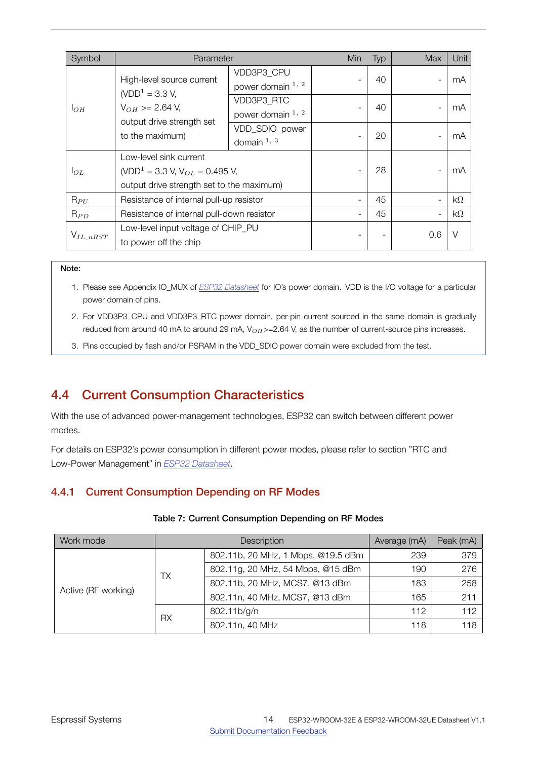| Symbol | Parameter | | Min | Typ | Max | Unit |
|---|---|---|---|---|---|---|
| $I_{OH}$ | High-level source current (VDD[1] = 3.3 V, $V_{OH}$ >= 2.64 V, output drive strength set to the maximum) | VDD3P3_CPU power domain [1, 2] | - | 40 | - | mA |
| | | VDD3P3_RTC power domain [1, 2] | - | 40 | - | mA |
| | | VDD_SDIO power domain [1, 3] | - | 20 | - | mA |
| $I_{OL}$ | Low-level sink current (VDD[1] = 3.3 V, $V_{OL}$ = 0.495 V, output drive strength set to the maximum) | | - | 28 | - | mA |
| $R_{PU}$ | Resistance of internal pull-up resistor | | - | 45 | - | kΩ |
| $R_{PD}$ | Resistance of internal pull-down resistor | | - | 45 | - | kΩ |
| $V_{IL\_nRST}$ | Low-level input voltage of CHIP_PU to power off the chip | | - | - | 0.6 | V |

**Note:**

1. Please see Appendix IO_MUX of *ESP32 Datasheet* for IO's power domain. VDD is the I/O voltage for a particular power domain of pins.
2. For VDD3P3_CPU and VDD3P3_RTC power domain, per-pin current sourced in the same domain is gradually reduced from around 40 mA to around 29 mA, $V_{OH}$>=2.64 V, as the number of current-source pins increases.
3. Pins occupied by flash and/or PSRAM in the VDD_SDIO power domain were excluded from the test.

## 4.4 Current Consumption Characteristics

With the use of advanced power-management technologies, ESP32 can switch between different power modes.

For details on ESP32's power consumption in different power modes, please refer to section "RTC and Low-Power Management" in *ESP32 Datasheet*.

### 4.4.1 Current Consumption Depending on RF Modes

**Table 7: Current Consumption Depending on RF Modes**

| Work mode | Description | | Average (mA) | Peak (mA) |
|---|---|---|---|---|
| Active (RF working) | TX | 802.11b, 20 MHz, 1 Mbps, @19.5 dBm | 239 | 379 |
| | | 802.11g, 20 MHz, 54 Mbps, @15 dBm | 190 | 276 |
| | | 802.11b, 20 MHz, MCS7, @13 dBm | 183 | 258 |
| | | 802.11n, 40 MHz, MCS7, @13 dBm | 165 | 211 |
| | RX | 802.11b/g/n | 112 | 112 |
| | | 802.11n, 40 MHz | 118 | 118 |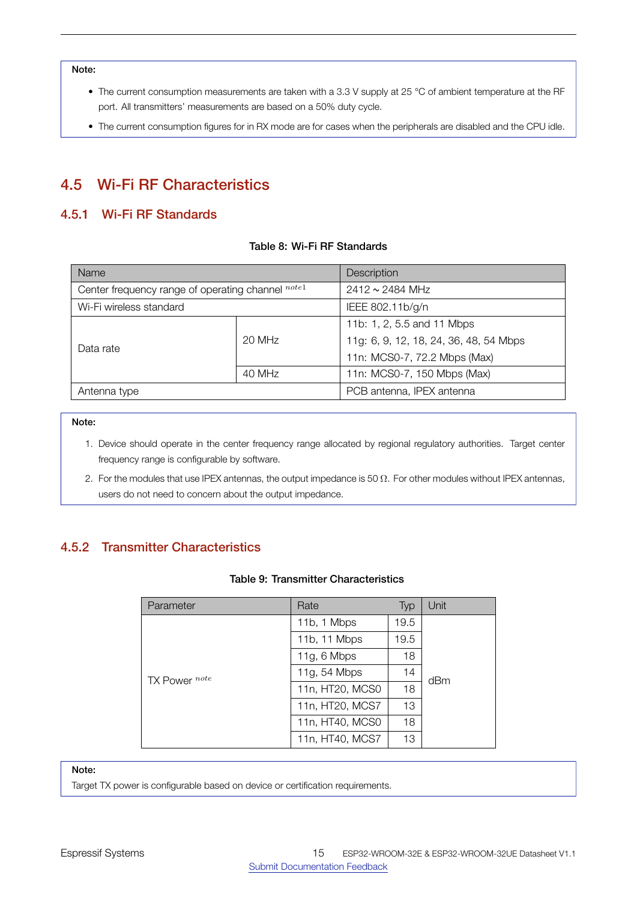**Note:**

- The current consumption measurements are taken with a 3.3 V supply at 25 °C of ambient temperature at the RF port. All transmitters' measurements are based on a 50% duty cycle.
- The current consumption figures for in RX mode are for cases when the peripherals are disabled and the CPU idle.

## 4.5 Wi-Fi RF Characteristics

### 4.5.1 Wi-Fi RF Standards

**Table 8: Wi-Fi RF Standards**

| Name | | Description |
|---|---|---|
| Center frequency range of operating channel [note1] | | 2412 ~ 2484 MHz |
| Wi-Fi wireless standard | | IEEE 802.11b/g/n |
| Data rate | 20 MHz | 11b: 1, 2, 5.5 and 11 Mbps |
| | | 11g: 6, 9, 12, 18, 24, 36, 48, 54 Mbps |
| | | 11n: MCS0-7, 72.2 Mbps (Max) |
| | 40 MHz | 11n: MCS0-7, 150 Mbps (Max) |
| Antenna type | | PCB antenna, IPEX antenna |

**Note:**

1. Device should operate in the center frequency range allocated by regional regulatory authorities. Target center frequency range is configurable by software.
2. For the modules that use IPEX antennas, the output impedance is 50 Ω. For other modules without IPEX antennas, users do not need to concern about the output impedance.

### 4.5.2 Transmitter Characteristics

**Table 9: Transmitter Characteristics**

| Parameter | Rate | Typ | Unit |
|---|---|---|---|
| TX Power [note] | 11b, 1 Mbps | 19.5 | dBm |
| | 11b, 11 Mbps | 19.5 | |
| | 11g, 6 Mbps | 18 | |
| | 11g, 54 Mbps | 14 | |
| | 11n, HT20, MCS0 | 18 | |
| | 11n, HT20, MCS7 | 13 | |
| | 11n, HT40, MCS0 | 18 | |
| | 11n, HT40, MCS7 | 13 | |

**Note:**

Target TX power is configurable based on device or certification requirements.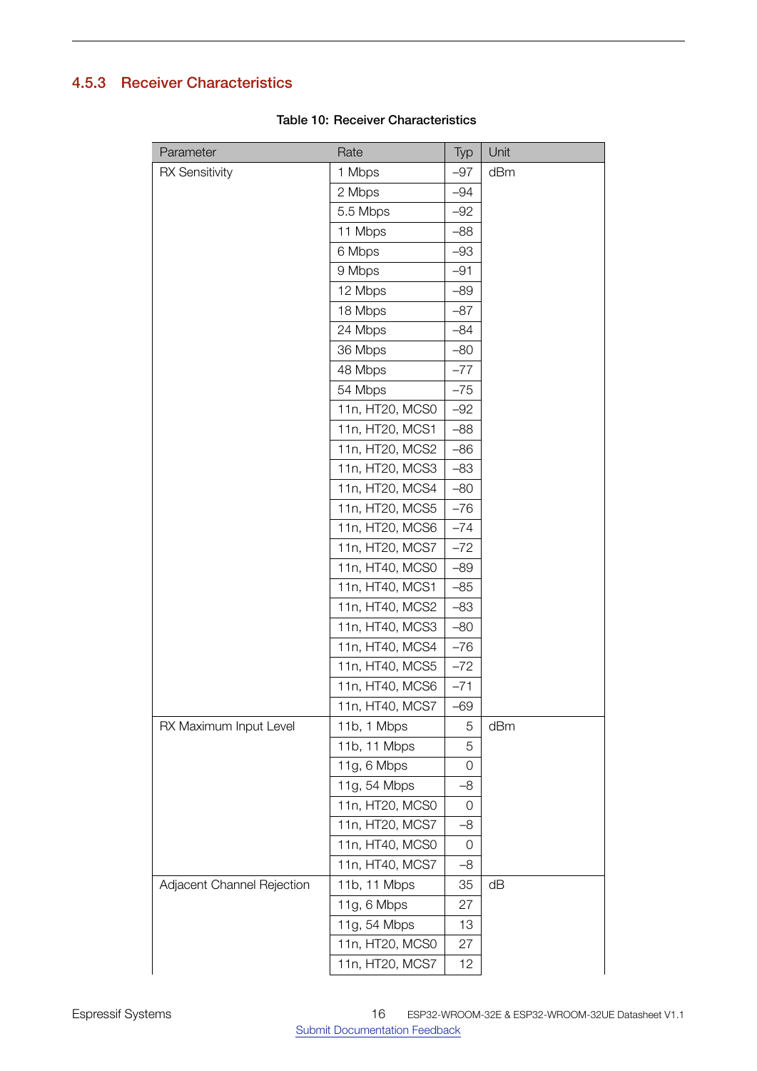### 4.5.3 Receiver Characteristics

Table 10: Receiver Characteristics

| Parameter | Rate | Typ | Unit |
|---|---|---|---|
| RX Sensitivity | 1 Mbps | –97 | dBm |
| | 2 Mbps | –94 | |
| | 5.5 Mbps | –92 | |
| | 11 Mbps | –88 | |
| | 6 Mbps | –93 | |
| | 9 Mbps | –91 | |
| | 12 Mbps | –89 | |
| | 18 Mbps | –87 | |
| | 24 Mbps | –84 | |
| | 36 Mbps | –80 | |
| | 48 Mbps | –77 | |
| | 54 Mbps | –75 | |
| | 11n, HT20, MCS0 | –92 | |
| | 11n, HT20, MCS1 | –88 | |
| | 11n, HT20, MCS2 | –86 | |
| | 11n, HT20, MCS3 | –83 | |
| | 11n, HT20, MCS4 | –80 | |
| | 11n, HT20, MCS5 | –76 | |
| | 11n, HT20, MCS6 | –74 | |
| | 11n, HT20, MCS7 | –72 | |
| | 11n, HT40, MCS0 | –89 | |
| | 11n, HT40, MCS1 | –85 | |
| | 11n, HT40, MCS2 | –83 | |
| | 11n, HT40, MCS3 | –80 | |
| | 11n, HT40, MCS4 | –76 | |
| | 11n, HT40, MCS5 | –72 | |
| | 11n, HT40, MCS6 | –71 | |
| | 11n, HT40, MCS7 | –69 | |
| RX Maximum Input Level | 11b, 1 Mbps | 5 | dBm |
| | 11b, 11 Mbps | 5 | |
| | 11g, 6 Mbps | 0 | |
| | 11g, 54 Mbps | –8 | |
| | 11n, HT20, MCS0 | 0 | |
| | 11n, HT20, MCS7 | –8 | |
| | 11n, HT40, MCS0 | 0 | |
| | 11n, HT40, MCS7 | –8 | |
| Adjacent Channel Rejection | 11b, 11 Mbps | 35 | dB |
| | 11g, 6 Mbps | 27 | |
| | 11g, 54 Mbps | 13 | |
| | 11n, HT20, MCS0 | 27 | |
| | 11n, HT20, MCS7 | 12 | |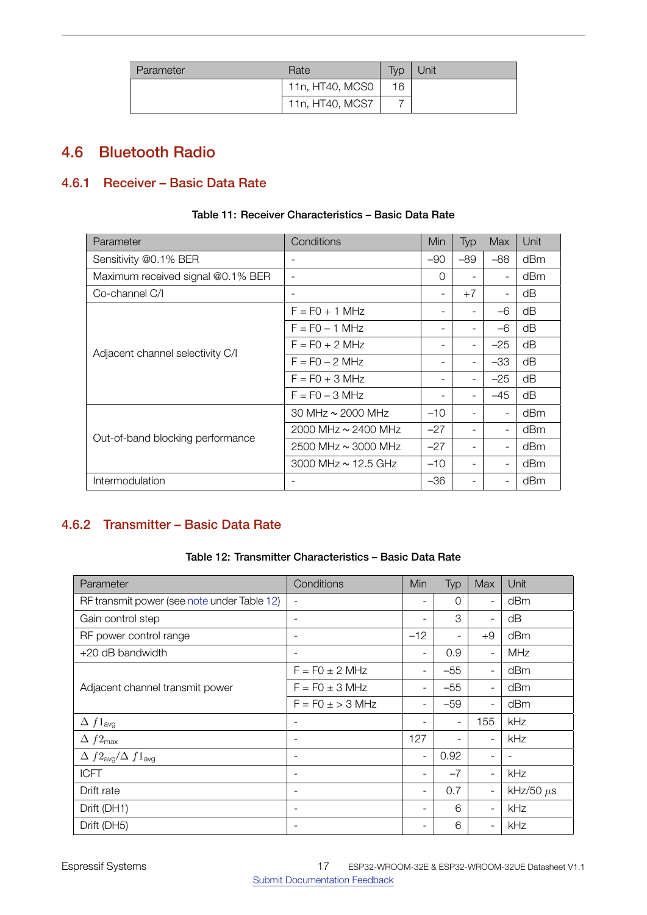| Parameter | Rate | Typ | Unit |
|---|---|---|---|
| | 11n, HT40, MCS0 | 16 | |
| | 11n, HT40, MCS7 | 7 | |

## 4.6 Bluetooth Radio

### 4.6.1 Receiver – Basic Data Rate

**Table 11: Receiver Characteristics – Basic Data Rate**

| Parameter | Conditions | Min | Typ | Max | Unit |
|---|---|---|---|---|---|
| Sensitivity @0.1% BER | - | –90 | –89 | –88 | dBm |
| Maximum received signal @0.1% BER | - | 0 | - | - | dBm |
| Co-channel C/I | - | - | +7 | - | dB |
| Adjacent channel selectivity C/I | F = F0 + 1 MHz | - | - | –6 | dB |
| | F = F0 – 1 MHz | - | - | –6 | dB |
| | F = F0 + 2 MHz | - | - | –25 | dB |
| | F = F0 – 2 MHz | - | - | –33 | dB |
| | F = F0 + 3 MHz | - | - | –25 | dB |
| | F = F0 – 3 MHz | - | - | –45 | dB |
| Out-of-band blocking performance | 30 MHz ~ 2000 MHz | –10 | - | - | dBm |
| | 2000 MHz ~ 2400 MHz | –27 | - | - | dBm |
| | 2500 MHz ~ 3000 MHz | –27 | - | - | dBm |
| | 3000 MHz ~ 12.5 GHz | –10 | - | - | dBm |
| Intermodulation | - | –36 | - | - | dBm |

### 4.6.2 Transmitter – Basic Data Rate

**Table 12: Transmitter Characteristics – Basic Data Rate**

| Parameter | Conditions | Min | Typ | Max | Unit |
|---|---|---|---|---|---|
| RF transmit power (see note under Table 12) | - | - | 0 | - | dBm |
| Gain control step | - | - | 3 | - | dB |
| RF power control range | - | –12 | - | +9 | dBm |
| +20 dB bandwidth | - | - | 0.9 | - | MHz |
| Adjacent channel transmit power | F = F0 ± 2 MHz | - | –55 | - | dBm |
| | F = F0 ± 3 MHz | - | –55 | - | dBm |
| | F = F0 ± > 3 MHz | - | –59 | - | dBm |
| $\Delta\ f1_{avg}$ | - | - | - | 155 | kHz |
| $\Delta\ f2_{max}$ | - | 127 | - | - | kHz |
| $\Delta\ f2_{avg}/\Delta\ f1_{avg}$ | - | - | 0.92 | - | - |
| ICFT | - | - | –7 | - | kHz |
| Drift rate | - | - | 0.7 | - | kHz/50 $\mu$s |
| Drift (DH1) | - | - | 6 | - | kHz |
| Drift (DH5) | - | - | 6 | - | kHz |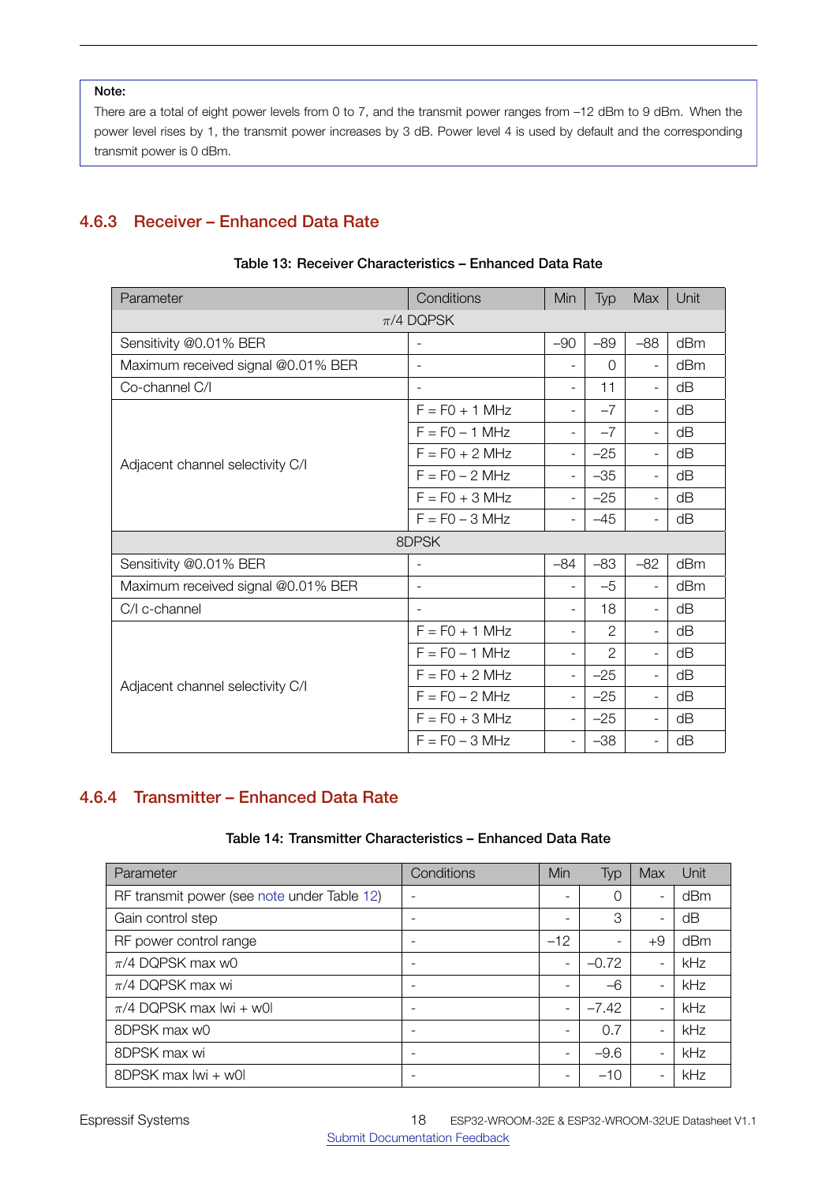**Note:**

There are a total of eight power levels from 0 to 7, and the transmit power ranges from –12 dBm to 9 dBm. When the power level rises by 1, the transmit power increases by 3 dB. Power level 4 is used by default and the corresponding transmit power is 0 dBm.

### 4.6.3 Receiver – Enhanced Data Rate

**Table 13: Receiver Characteristics – Enhanced Data Rate**

| Parameter | Conditions | Min | Typ | Max | Unit |
|---|---|---|---|---|---|
| $\pi/4$ DQPSK | | | | | |
| Sensitivity @0.01% BER | - | –90 | –89 | –88 | dBm |
| Maximum received signal @0.01% BER | - | - | 0 | - | dBm |
| Co-channel C/I | - | - | 11 | - | dB |
| Adjacent channel selectivity C/I | F = F0 + 1 MHz | - | –7 | - | dB |
| | F = F0 – 1 MHz | - | –7 | - | dB |
| | F = F0 + 2 MHz | - | –25 | - | dB |
| | F = F0 – 2 MHz | - | –35 | - | dB |
| | F = F0 + 3 MHz | - | –25 | - | dB |
| | F = F0 – 3 MHz | - | –45 | - | dB |
| 8DPSK | | | | | |
| Sensitivity @0.01% BER | - | –84 | –83 | –82 | dBm |
| Maximum received signal @0.01% BER | - | - | –5 | - | dBm |
| C/I c-channel | - | - | 18 | - | dB |
| Adjacent channel selectivity C/I | F = F0 + 1 MHz | - | 2 | - | dB |
| | F = F0 – 1 MHz | - | 2 | - | dB |
| | F = F0 + 2 MHz | - | –25 | - | dB |
| | F = F0 – 2 MHz | - | –25 | - | dB |
| | F = F0 + 3 MHz | - | –25 | - | dB |
| | F = F0 – 3 MHz | - | –38 | - | dB |

### 4.6.4 Transmitter – Enhanced Data Rate

**Table 14: Transmitter Characteristics – Enhanced Data Rate**

| Parameter | Conditions | Min | Typ | Max | Unit |
|---|---|---|---|---|---|
| RF transmit power (see note under Table 12) | - | - | 0 | - | dBm |
| Gain control step | - | - | 3 | - | dB |
| RF power control range | - | –12 | - | +9 | dBm |
| $\pi/4$ DQPSK max w0 | - | - | –0.72 | - | kHz |
| $\pi/4$ DQPSK max wi | - | - | –6 | - | kHz |
| $\pi/4$ DQPSK max \|wi + w0\| | - | - | –7.42 | - | kHz |
| 8DPSK max w0 | - | - | 0.7 | - | kHz |
| 8DPSK max wi | - | - | –9.6 | - | kHz |
| 8DPSK max \|wi + w0\| | - | - | –10 | - | kHz |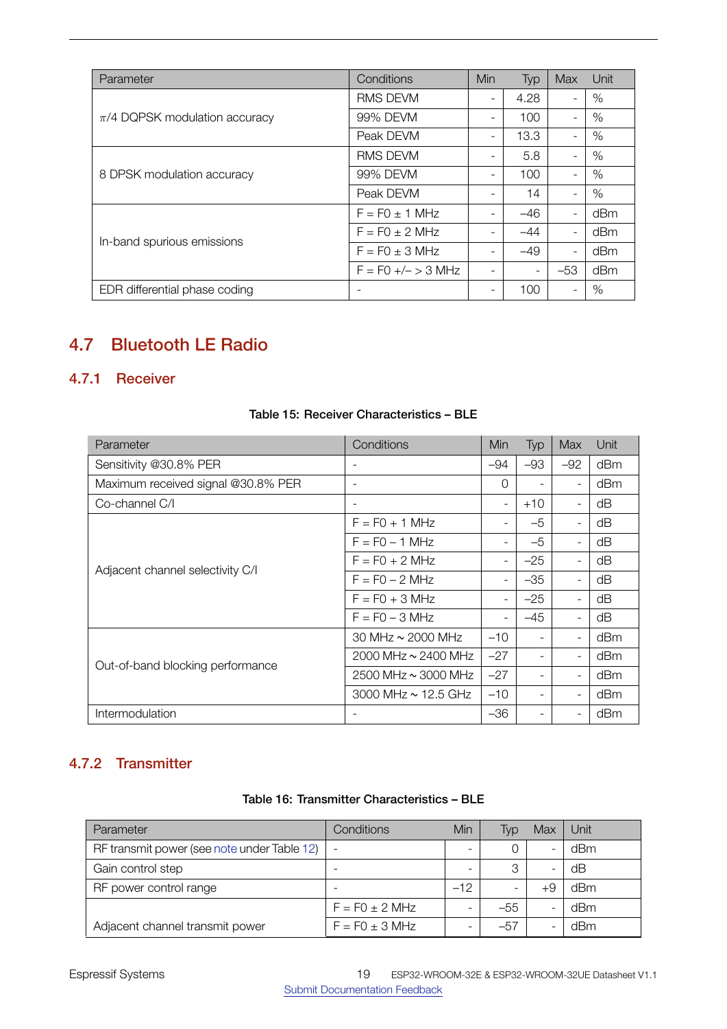| Parameter | Conditions | Min | Typ | Max | Unit |
|---|---|---|---|---|---|
| $\pi$/4 DQPSK modulation accuracy | RMS DEVM | - | 4.28 | - | % |
| | 99% DEVM | - | 100 | - | % |
| | Peak DEVM | - | 13.3 | - | % |
| 8 DPSK modulation accuracy | RMS DEVM | - | 5.8 | - | % |
| | 99% DEVM | - | 100 | - | % |
| | Peak DEVM | - | 14 | - | % |
| In-band spurious emissions | F = F0 ± 1 MHz | - | –46 | - | dBm |
| | F = F0 ± 2 MHz | - | –44 | - | dBm |
| | F = F0 ± 3 MHz | - | –49 | - | dBm |
| | F = F0 +/– > 3 MHz | - | - | –53 | dBm |
| EDR differential phase coding | - | - | 100 | - | % |

## 4.7 Bluetooth LE Radio

### 4.7.1 Receiver

Table 15: Receiver Characteristics – BLE

| Parameter | Conditions | Min | Typ | Max | Unit |
|---|---|---|---|---|---|
| Sensitivity @30.8% PER | - | –94 | –93 | –92 | dBm |
| Maximum received signal @30.8% PER | - | 0 | - | - | dBm |
| Co-channel C/I | - | - | +10 | - | dB |
| Adjacent channel selectivity C/I | F = F0 + 1 MHz | - | –5 | - | dB |
| | F = F0 – 1 MHz | - | –5 | - | dB |
| | F = F0 + 2 MHz | - | –25 | - | dB |
| | F = F0 – 2 MHz | - | –35 | - | dB |
| | F = F0 + 3 MHz | - | –25 | - | dB |
| | F = F0 – 3 MHz | - | –45 | - | dB |
| Out-of-band blocking performance | 30 MHz ~ 2000 MHz | –10 | - | - | dBm |
| | 2000 MHz ~ 2400 MHz | –27 | - | - | dBm |
| | 2500 MHz ~ 3000 MHz | –27 | - | - | dBm |
| | 3000 MHz ~ 12.5 GHz | –10 | - | - | dBm |
| Intermodulation | - | –36 | - | - | dBm |

### 4.7.2 Transmitter

Table 16: Transmitter Characteristics – BLE

| Parameter | Conditions | Min | Typ | Max | Unit |
|---|---|---|---|---|---|
| RF transmit power (see note under Table 12) | - | - | 0 | - | dBm |
| Gain control step | - | - | 3 | - | dB |
| RF power control range | - | –12 | - | +9 | dBm |
| Adjacent channel transmit power | F = F0 ± 2 MHz | - | –55 | - | dBm |
| | F = F0 ± 3 MHz | - | –57 | - | dBm |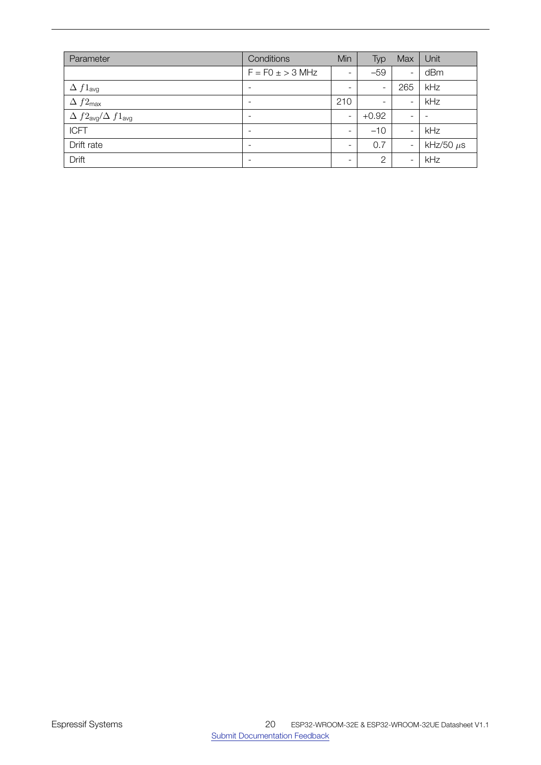| Parameter | Conditions | Min | Typ | Max | Unit |
| --- | --- | --- | --- | --- | --- |
| | F = F0 ± > 3 MHz | - | –59 | - | dBm |
| $\Delta\ f1_{\text{avg}}$ | - | - | - | 265 | kHz |
| $\Delta\ f2_{\text{max}}$ | - | 210 | - | - | kHz |
| $\Delta\ f2_{\text{avg}}/\Delta\ f1_{\text{avg}}$ | - | - | +0.92 | - | - |
| ICFT | - | - | –10 | - | kHz |
| Drift rate | - | - | 0.7 | - | kHz/50 $\mu$s |
| Drift | - | - | 2 | - | kHz |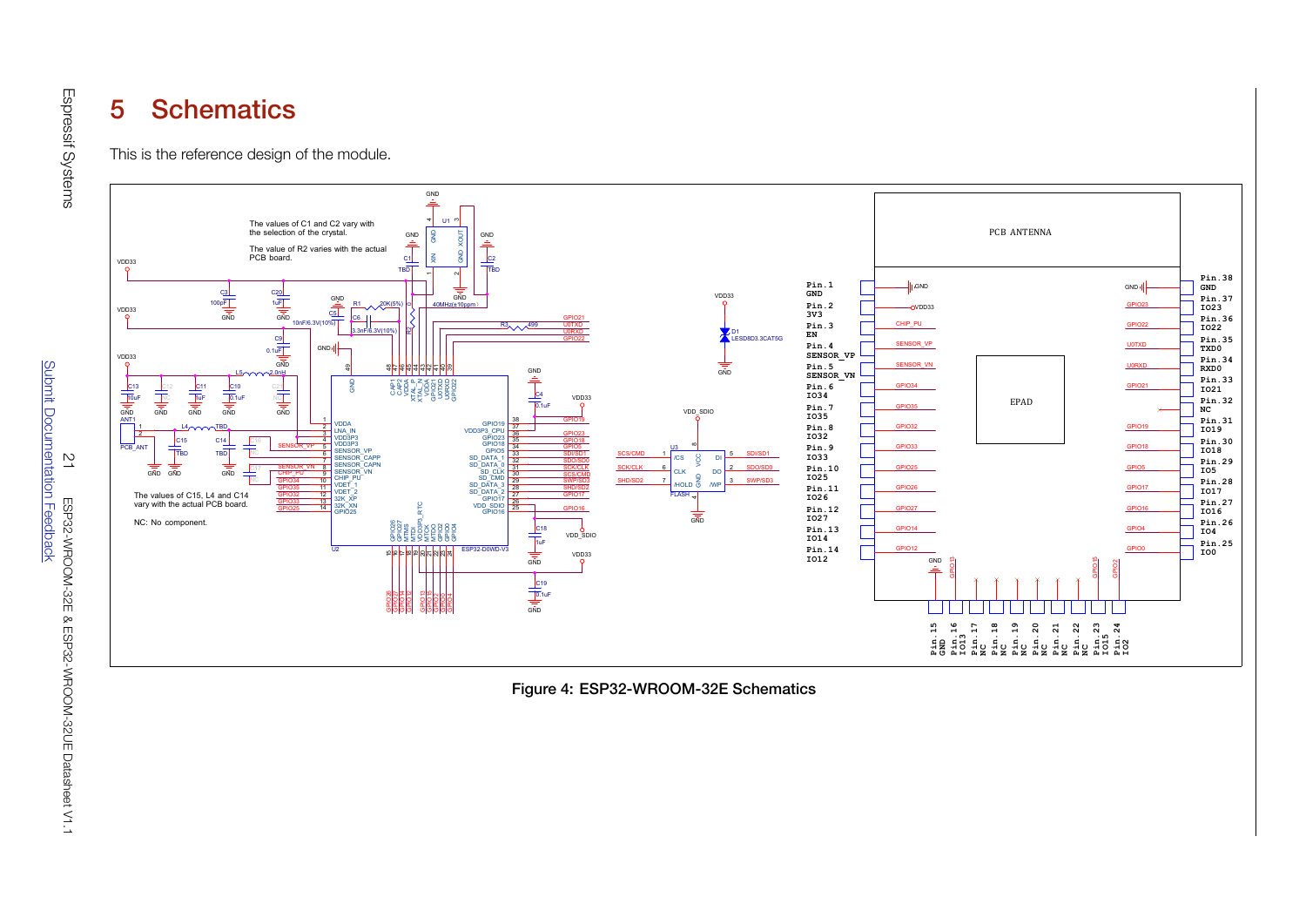# 5 Schematics

This is the reference design of the module.

Figure 4: ESP32-WROOM-32E Schematics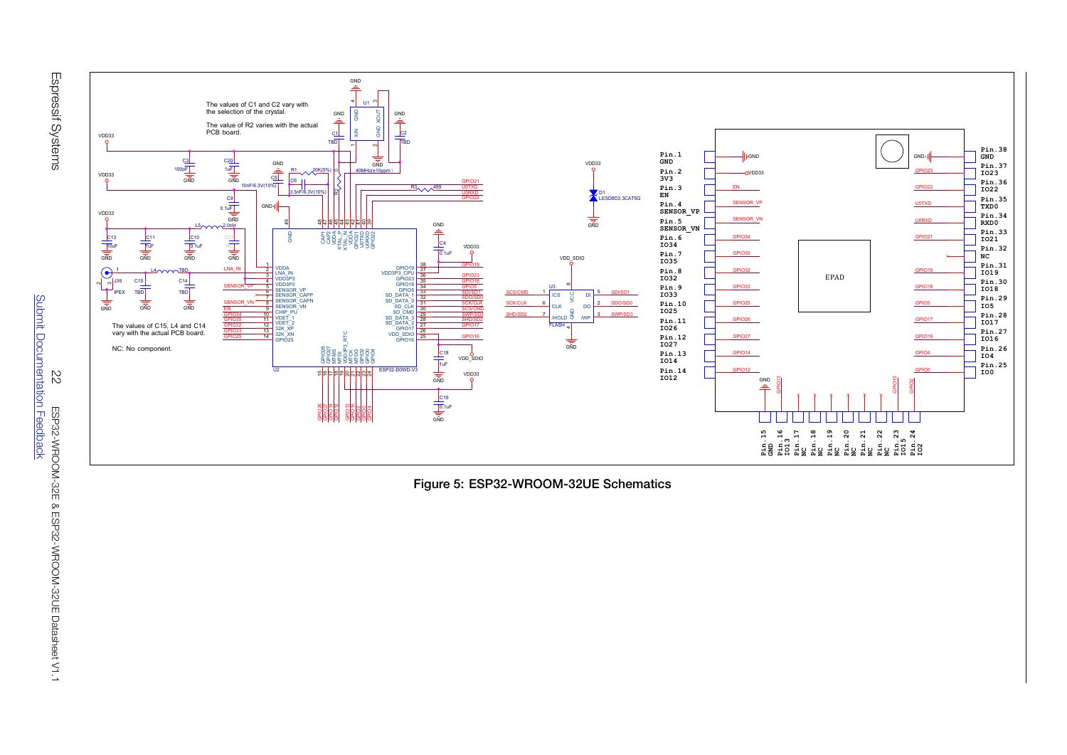The values of C1 and C2 vary with the selection of the crystal.

The value of R2 varies with the actual PCB board.

The values of C15, L4 and C14 vary with the actual PCB board.

NC: No component.

Figure 5: ESP32-WROOM-32UE Schematics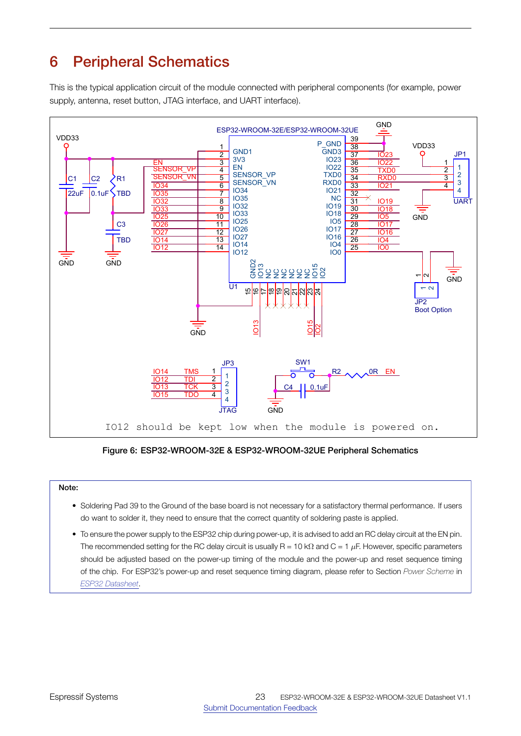# 6 Peripheral Schematics

This is the typical application circuit of the module connected with peripheral components (for example, power supply, antenna, reset button, JTAG interface, and UART interface).

**Figure 6: ESP32-WROOM-32E & ESP32-WROOM-32UE Peripheral Schematics**

**Note:**

- Soldering Pad 39 to the Ground of the base board is not necessary for a satisfactory thermal performance. If users do want to solder it, they need to ensure that the correct quantity of soldering paste is applied.
- To ensure the power supply to the ESP32 chip during power-up, it is advised to add an RC delay circuit at the EN pin. The recommended setting for the RC delay circuit is usually R = 10 kΩ and C = 1 $\mu$F. However, specific parameters should be adjusted based on the power-up timing of the module and the power-up and reset sequence timing of the chip. For ESP32's power-up and reset sequence timing diagram, please refer to Section *Power Scheme* in *ESP32 Datasheet*.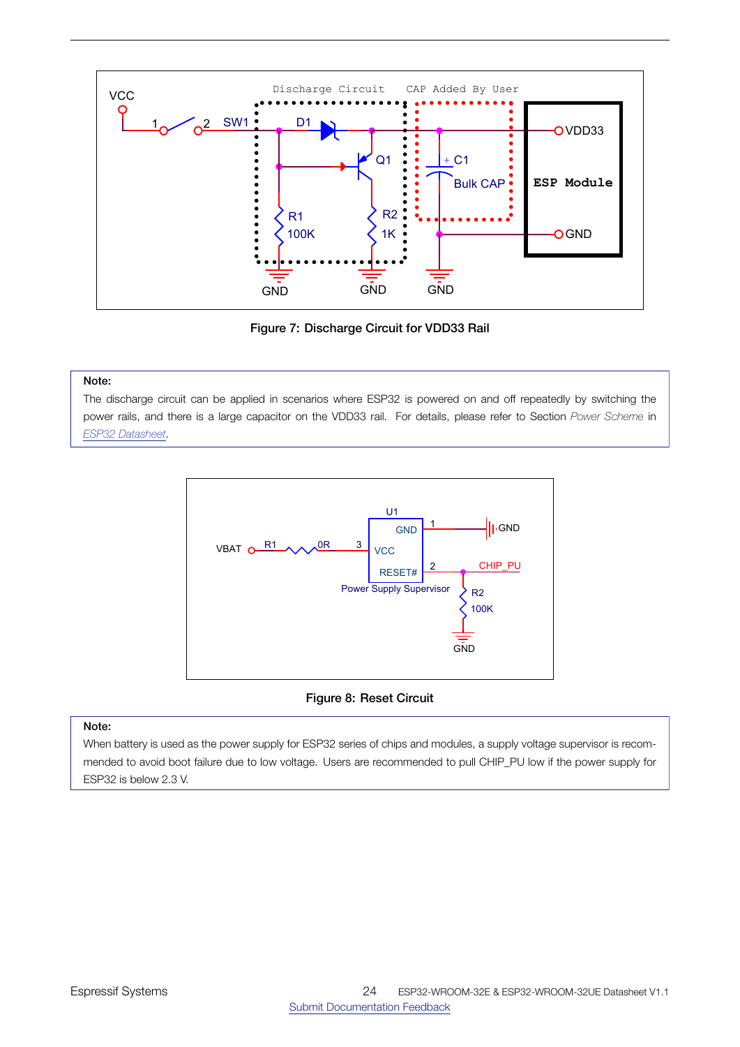Figure 7: Discharge Circuit for VDD33 Rail

**Note:**

The discharge circuit can be applied in scenarios where ESP32 is powered on and off repeatedly by switching the power rails, and there is a large capacitor on the VDD33 rail. For details, please refer to Section *Power Scheme* in *ESP32 Datasheet*.

Figure 8: Reset Circuit

**Note:**

When battery is used as the power supply for ESP32 series of chips and modules, a supply voltage supervisor is recommended to avoid boot failure due to low voltage. Users are recommended to pull CHIP_PU low if the power supply for ESP32 is below 2.3 V.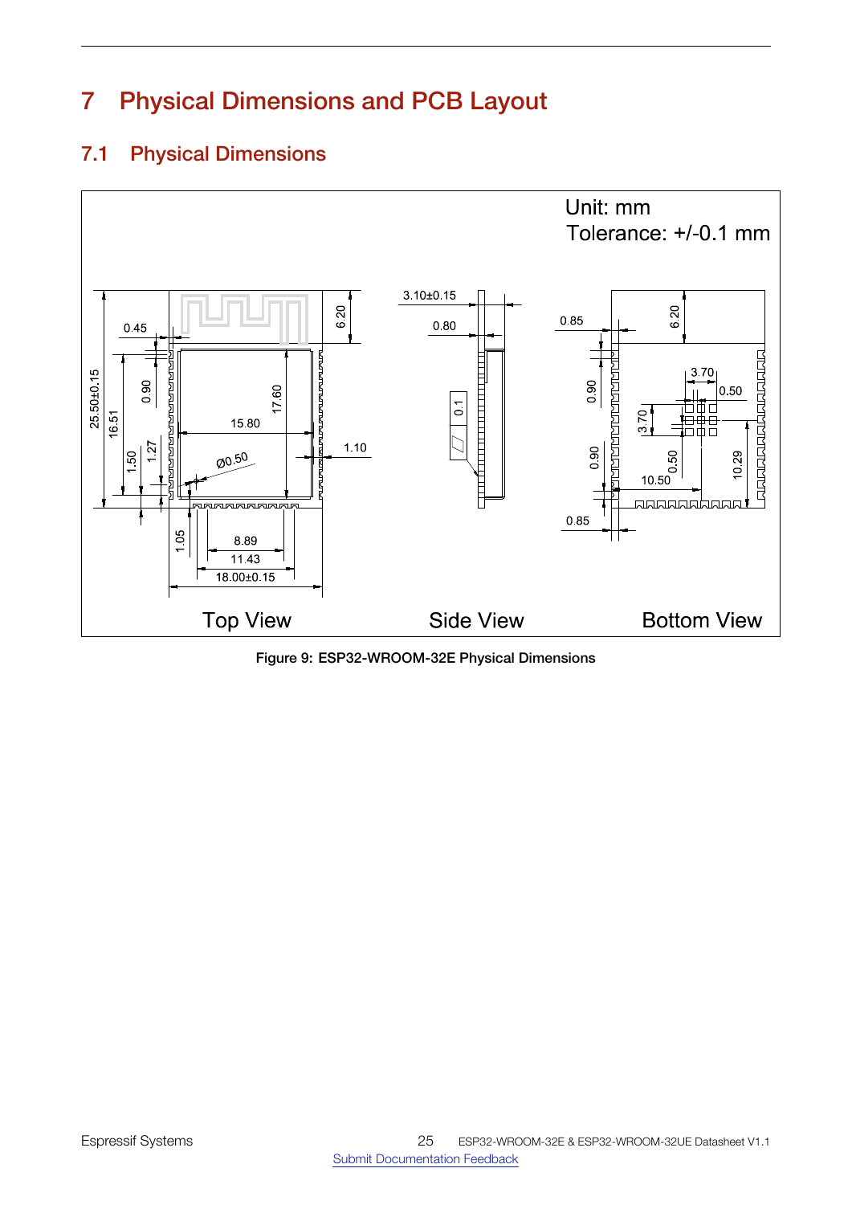# 7 Physical Dimensions and PCB Layout

## 7.1 Physical Dimensions

Figure 9: ESP32-WROOM-32E Physical Dimensions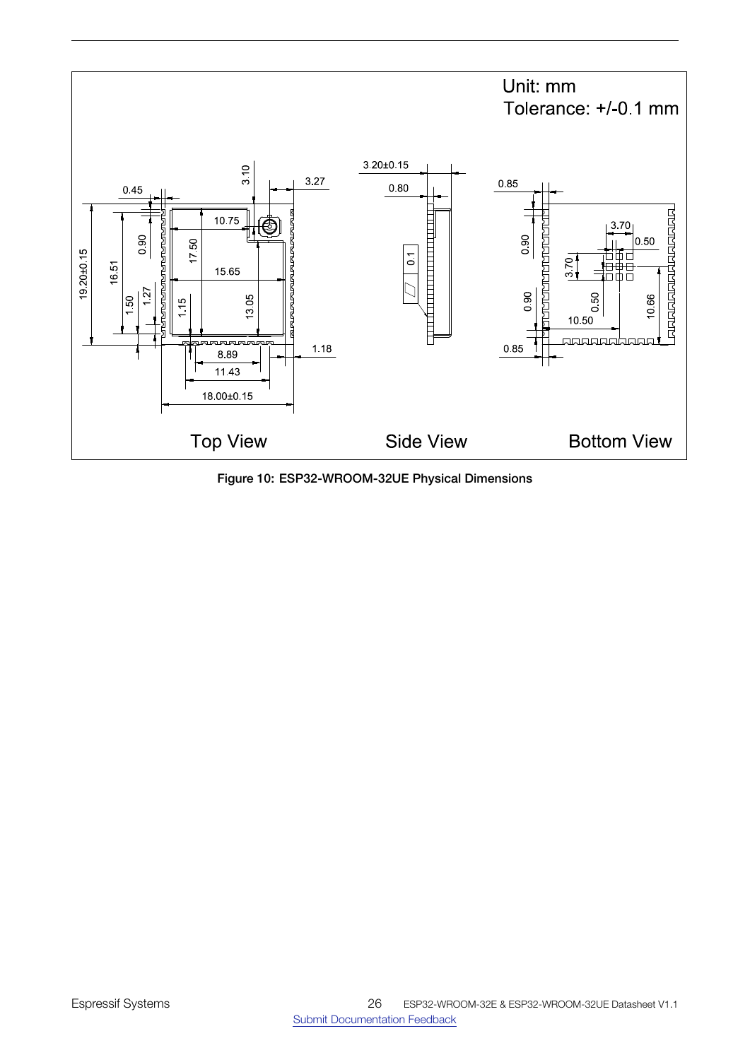Unit: mm
Tolerance: +/-0.1 mm

Top View    Side View    Bottom View

Figure 10: ESP32-WROOM-32UE Physical Dimensions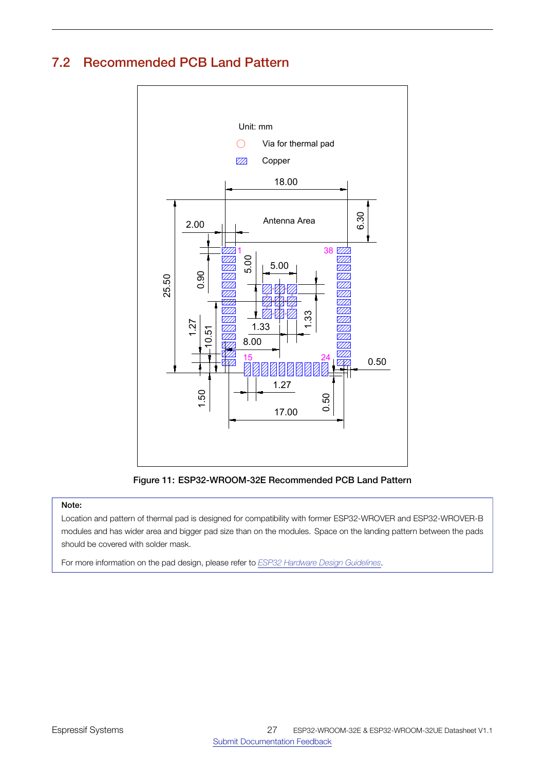## 7.2 Recommended PCB Land Pattern

Figure 11: ESP32-WROOM-32E Recommended PCB Land Pattern

> **Note:**
>
> Location and pattern of thermal pad is designed for compatibility with former ESP32-WROVER and ESP32-WROVER-B modules and has wider area and bigger pad size than on the modules. Space on the landing pattern between the pads should be covered with solder mask.
>
> For more information on the pad design, please refer to *ESP32 Hardware Design Guidelines*.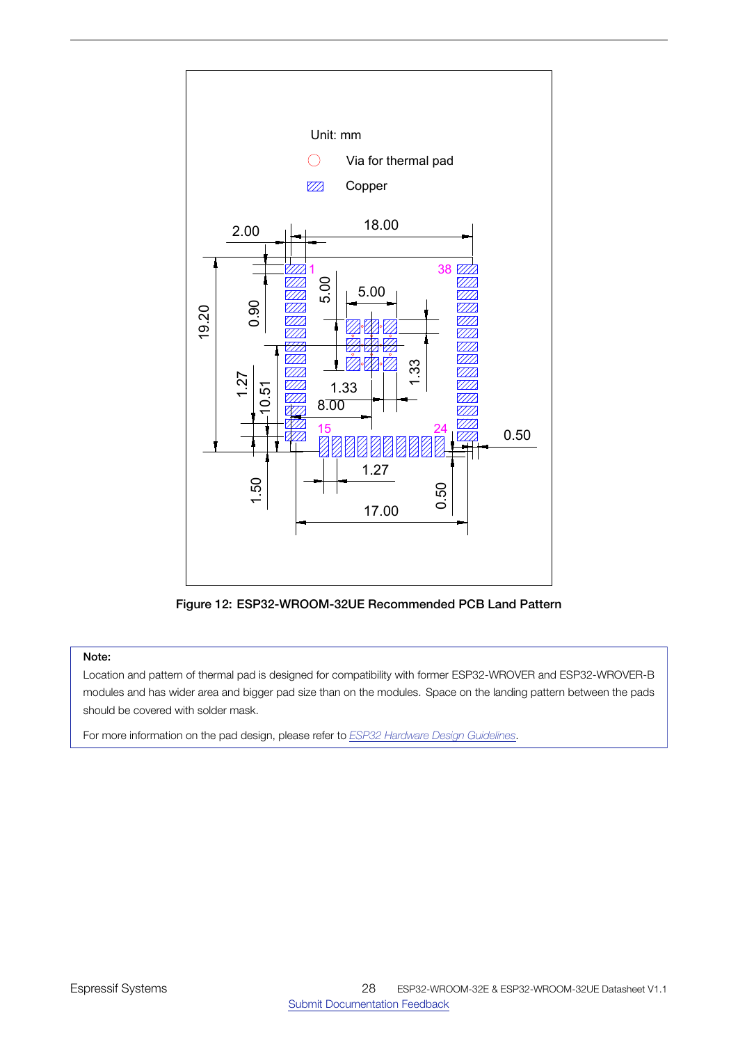Figure 12: ESP32-WROOM-32UE Recommended PCB Land Pattern

> **Note:**
>
> Location and pattern of thermal pad is designed for compatibility with former ESP32-WROVER and ESP32-WROVER-B modules and has wider area and bigger pad size than on the modules. Space on the landing pattern between the pads should be covered with solder mask.
>
> For more information on the pad design, please refer to *ESP32 Hardware Design Guidelines*.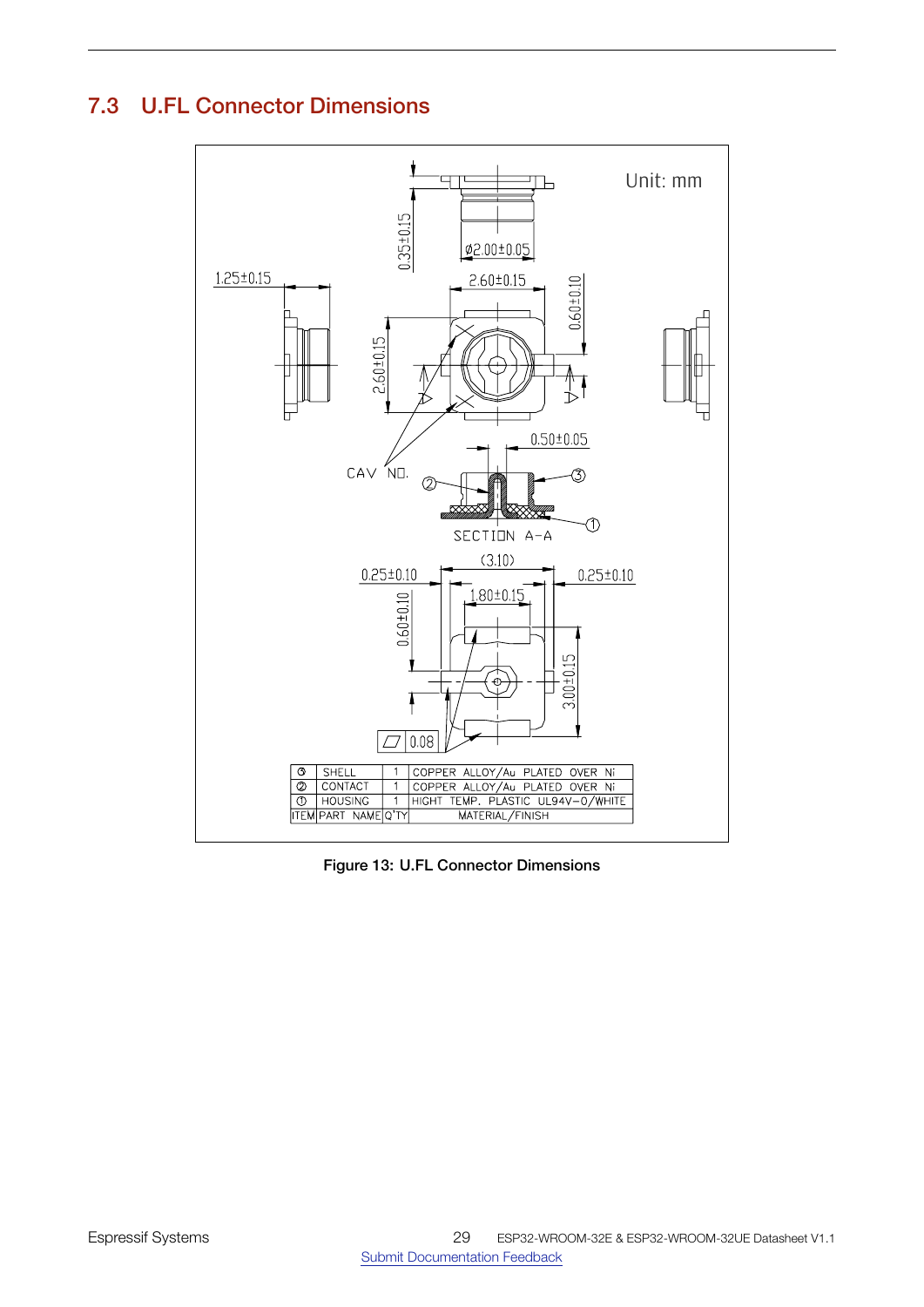## 7.3 U.FL Connector Dimensions

Unit: mm

| ③ | SHELL | 1 | COPPER ALLOY/Au PLATED OVER Ni |
|---|---|---|---|
| ② | CONTACT | 1 | COPPER ALLOY/Au PLATED OVER Ni |
| ① | HOUSING | 1 | HIGHT TEMP. PLASTIC UL94V-0/WHITE |
| ITEM | PART NAME | Q'TY | MATERIAL/FINISH |

Figure 13: U.FL Connector Dimensions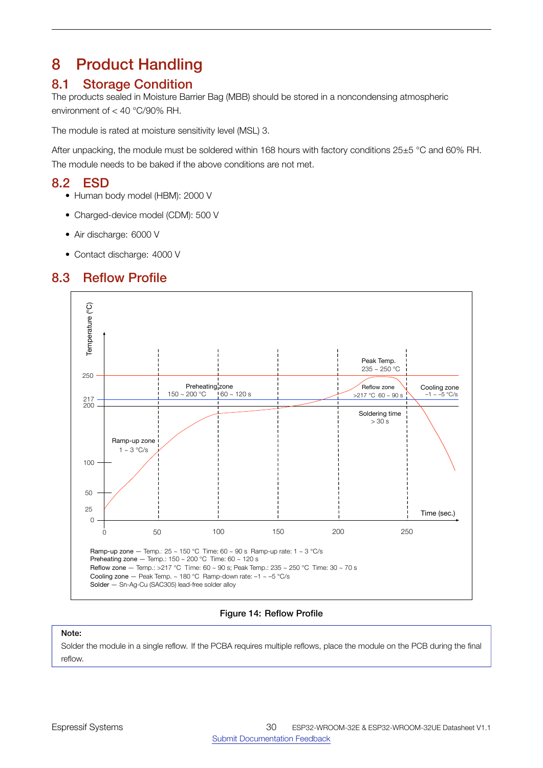# 8 Product Handling

## 8.1 Storage Condition

The products sealed in Moisture Barrier Bag (MBB) should be stored in a noncondensing atmospheric environment of < 40 °C/90% RH.

The module is rated at moisture sensitivity level (MSL) 3.

After unpacking, the module must be soldered within 168 hours with factory conditions 25±5 °C and 60% RH. The module needs to be baked if the above conditions are not met.

## 8.2 ESD

- Human body model (HBM): 2000 V
- Charged-device model (CDM): 500 V
- Air discharge: 6000 V
- Contact discharge: 4000 V

## 8.3 Reflow Profile

Ramp-up zone — Temp.: 25 ~ 150 °C Time: 60 ~ 90 s Ramp-up rate: 1 ~ 3 °C/s
Preheating zone — Temp.: 150 ~ 200 °C Time: 60 ~ 120 s
Reflow zone — Temp.: >217 °C Time: 60 ~ 90 s; Peak Temp.: 235 ~ 250 °C Time: 30 ~ 70 s
Cooling zone — Peak Temp. ~ 180 °C Ramp-down rate: −1 ~ −5 °C/s
Solder — Sn-Ag-Cu (SAC305) lead-free solder alloy

Figure 14: Reflow Profile

**Note:**
Solder the module in a single reflow. If the PCBA requires multiple reflows, place the module on the PCB during the final reflow.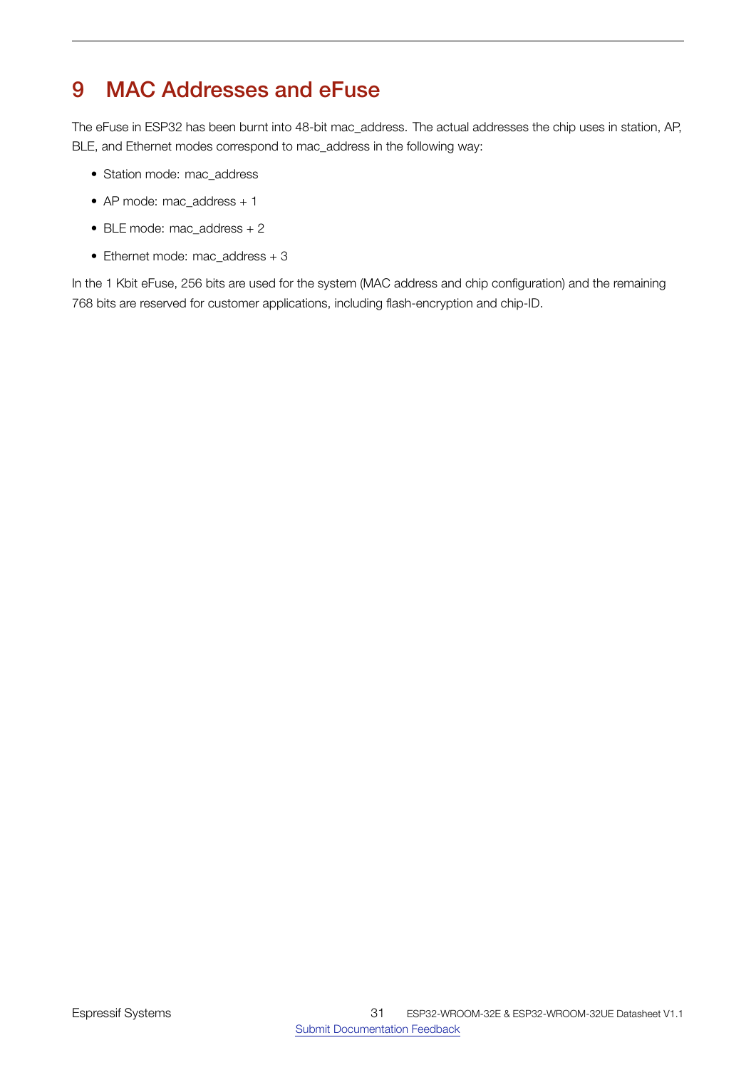# 9 MAC Addresses and eFuse

The eFuse in ESP32 has been burnt into 48-bit mac_address. The actual addresses the chip uses in station, AP, BLE, and Ethernet modes correspond to mac_address in the following way:

- Station mode: mac_address
- AP mode: mac_address + 1
- BLE mode: mac_address + 2
- Ethernet mode: mac_address + 3

In the 1 Kbit eFuse, 256 bits are used for the system (MAC address and chip configuration) and the remaining 768 bits are reserved for customer applications, including flash-encryption and chip-ID.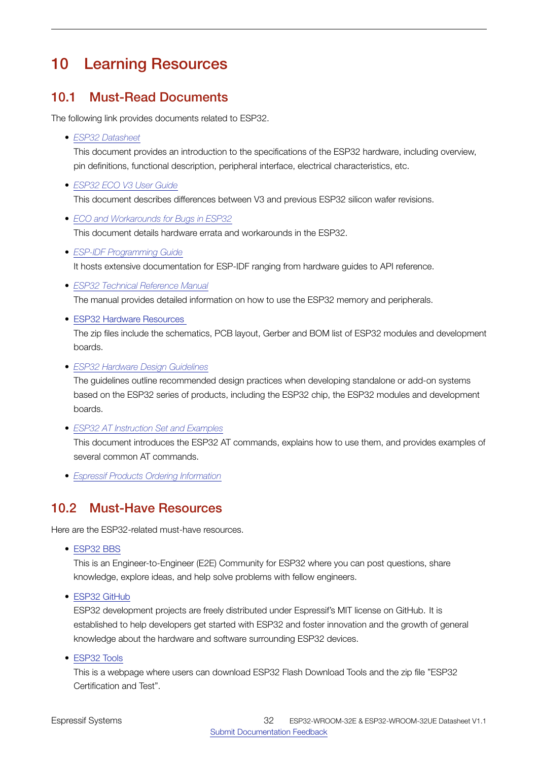# 10 Learning Resources

## 10.1 Must-Read Documents

The following link provides documents related to ESP32.

- *ESP32 Datasheet*

  This document provides an introduction to the specifications of the ESP32 hardware, including overview, pin definitions, functional description, peripheral interface, electrical characteristics, etc.

- *ESP32 ECO V3 User Guide*

  This document describes differences between V3 and previous ESP32 silicon wafer revisions.

- *ECO and Workarounds for Bugs in ESP32*

  This document details hardware errata and workarounds in the ESP32.

- *ESP-IDF Programming Guide*

  It hosts extensive documentation for ESP-IDF ranging from hardware guides to API reference.

- *ESP32 Technical Reference Manual*

  The manual provides detailed information on how to use the ESP32 memory and peripherals.

- ESP32 Hardware Resources

  The zip files include the schematics, PCB layout, Gerber and BOM list of ESP32 modules and development boards.

- *ESP32 Hardware Design Guidelines*

  The guidelines outline recommended design practices when developing standalone or add-on systems based on the ESP32 series of products, including the ESP32 chip, the ESP32 modules and development boards.

- *ESP32 AT Instruction Set and Examples*

  This document introduces the ESP32 AT commands, explains how to use them, and provides examples of several common AT commands.

- *Espressif Products Ordering Information*

## 10.2 Must-Have Resources

Here are the ESP32-related must-have resources.

- ESP32 BBS

  This is an Engineer-to-Engineer (E2E) Community for ESP32 where you can post questions, share knowledge, explore ideas, and help solve problems with fellow engineers.

- ESP32 GitHub

  ESP32 development projects are freely distributed under Espressif's MIT license on GitHub. It is established to help developers get started with ESP32 and foster innovation and the growth of general knowledge about the hardware and software surrounding ESP32 devices.

- ESP32 Tools

  This is a webpage where users can download ESP32 Flash Download Tools and the zip file "ESP32 Certification and Test".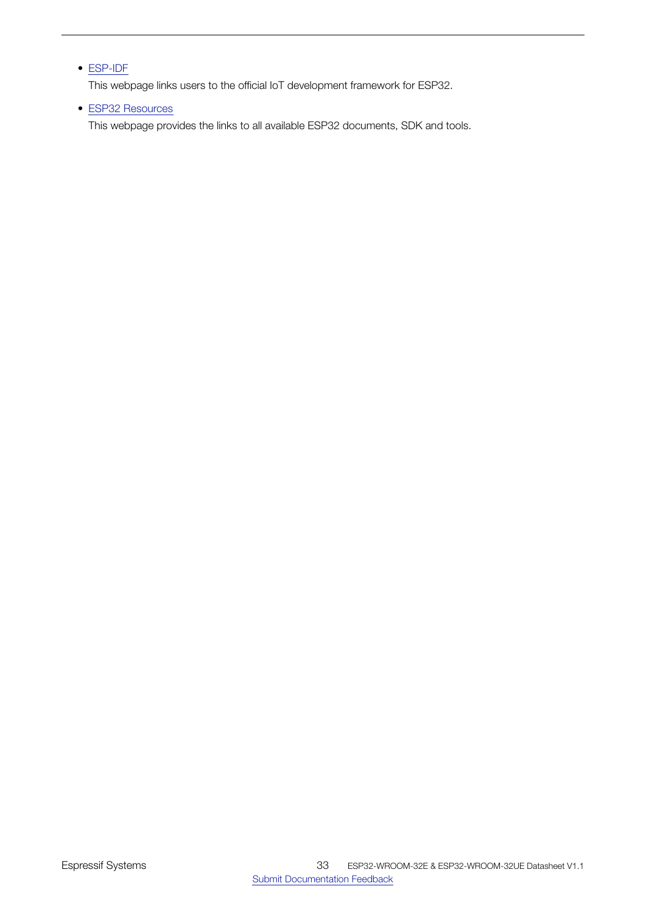- ESP-IDF

  This webpage links users to the official IoT development framework for ESP32.

- ESP32 Resources

  This webpage provides the links to all available ESP32 documents, SDK and tools.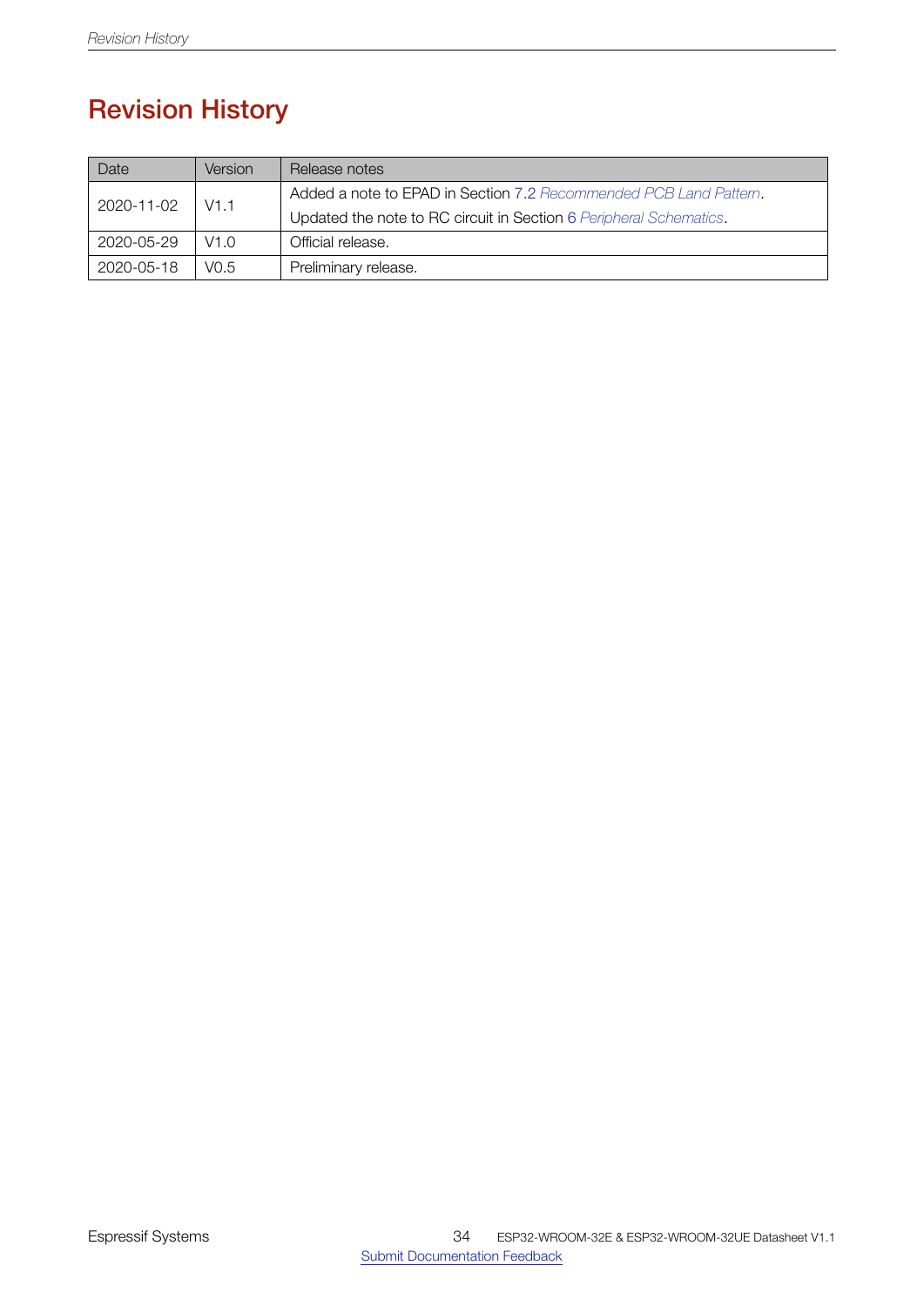# Revision History

| Date | Version | Release notes |
|---|---|---|
| 2020-11-02 | V1.1 | Added a note to EPAD in Section 7.2 *Recommended PCB Land Pattern*.<br>Updated the note to RC circuit in Section 6 *Peripheral Schematics*. |
| 2020-05-29 | V1.0 | Official release. |
| 2020-05-18 | V0.5 | Preliminary release. |